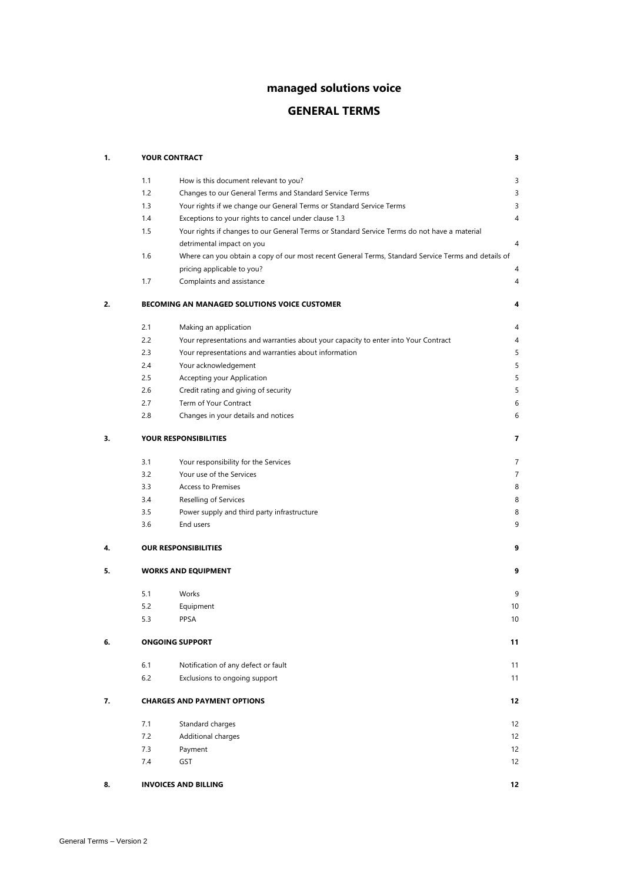# managed solutions voice

# GENERAL TERMS

| | | | |
|---|---|---|---|
| **1.** | **YOUR CONTRACT** | | **3** |
| | 1.1 | How is this document relevant to you? | 3 |
| | 1.2 | Changes to our General Terms and Standard Service Terms | 3 |
| | 1.3 | Your rights if we change our General Terms or Standard Service Terms | 3 |
| | 1.4 | Exceptions to your rights to cancel under clause 1.3 | 4 |
| | 1.5 | Your rights if changes to our General Terms or Standard Service Terms do not have a material detrimental impact on you | 4 |
| | 1.6 | Where can you obtain a copy of our most recent General Terms, Standard Service Terms and details of pricing applicable to you? | 4 |
| | 1.7 | Complaints and assistance | 4 |
| **2.** | **BECOMING AN MANAGED SOLUTIONS VOICE CUSTOMER** | | **4** |
| | 2.1 | Making an application | 4 |
| | 2.2 | Your representations and warranties about your capacity to enter into Your Contract | 4 |
| | 2.3 | Your representations and warranties about information | 5 |
| | 2.4 | Your acknowledgement | 5 |
| | 2.5 | Accepting your Application | 5 |
| | 2.6 | Credit rating and giving of security | 5 |
| | 2.7 | Term of Your Contract | 6 |
| | 2.8 | Changes in your details and notices | 6 |
| **3.** | **YOUR RESPONSIBILITIES** | | **7** |
| | 3.1 | Your responsibility for the Services | 7 |
| | 3.2 | Your use of the Services | 7 |
| | 3.3 | Access to Premises | 8 |
| | 3.4 | Reselling of Services | 8 |
| | 3.5 | Power supply and third party infrastructure | 8 |
| | 3.6 | End users | 9 |
| **4.** | **OUR RESPONSIBILITIES** | | **9** |
| **5.** | **WORKS AND EQUIPMENT** | | **9** |
| | 5.1 | Works | 9 |
| | 5.2 | Equipment | 10 |
| | 5.3 | PPSA | 10 |
| **6.** | **ONGOING SUPPORT** | | **11** |
| | 6.1 | Notification of any defect or fault | 11 |
| | 6.2 | Exclusions to ongoing support | 11 |
| **7.** | **CHARGES AND PAYMENT OPTIONS** | | **12** |
| | 7.1 | Standard charges | 12 |
| | 7.2 | Additional charges | 12 |
| | 7.3 | Payment | 12 |
| | 7.4 | GST | 12 |
| **8.** | **INVOICES AND BILLING** | | **12** |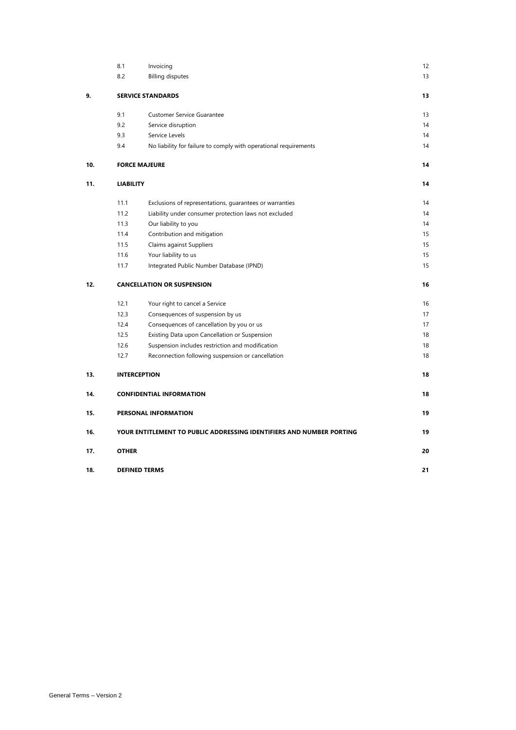| | | | |
|---|---|---|---|
| | 8.1 | Invoicing | 12 |
| | 8.2 | Billing disputes | 13 |
| **9.** | **SERVICE STANDARDS** | | **13** |
| | 9.1 | Customer Service Guarantee | 13 |
| | 9.2 | Service disruption | 14 |
| | 9.3 | Service Levels | 14 |
| | 9.4 | No liability for failure to comply with operational requirements | 14 |
| **10.** | **FORCE MAJEURE** | | **14** |
| **11.** | **LIABILITY** | | **14** |
| | 11.1 | Exclusions of representations, guarantees or warranties | 14 |
| | 11.2 | Liability under consumer protection laws not excluded | 14 |
| | 11.3 | Our liability to you | 14 |
| | 11.4 | Contribution and mitigation | 15 |
| | 11.5 | Claims against Suppliers | 15 |
| | 11.6 | Your liability to us | 15 |
| | 11.7 | Integrated Public Number Database (IPND) | 15 |
| **12.** | **CANCELLATION OR SUSPENSION** | | **16** |
| | 12.1 | Your right to cancel a Service | 16 |
| | 12.3 | Consequences of suspension by us | 17 |
| | 12.4 | Consequences of cancellation by you or us | 17 |
| | 12.5 | Existing Data upon Cancellation or Suspension | 18 |
| | 12.6 | Suspension includes restriction and modification | 18 |
| | 12.7 | Reconnection following suspension or cancellation | 18 |
| **13.** | **INTERCEPTION** | | **18** |
| **14.** | **CONFIDENTIAL INFORMATION** | | **18** |
| **15.** | **PERSONAL INFORMATION** | | **19** |
| **16.** | **YOUR ENTITLEMENT TO PUBLIC ADDRESSING IDENTIFIERS AND NUMBER PORTING** | | **19** |
| **17.** | **OTHER** | | **20** |
| **18.** | **DEFINED TERMS** | | **21** |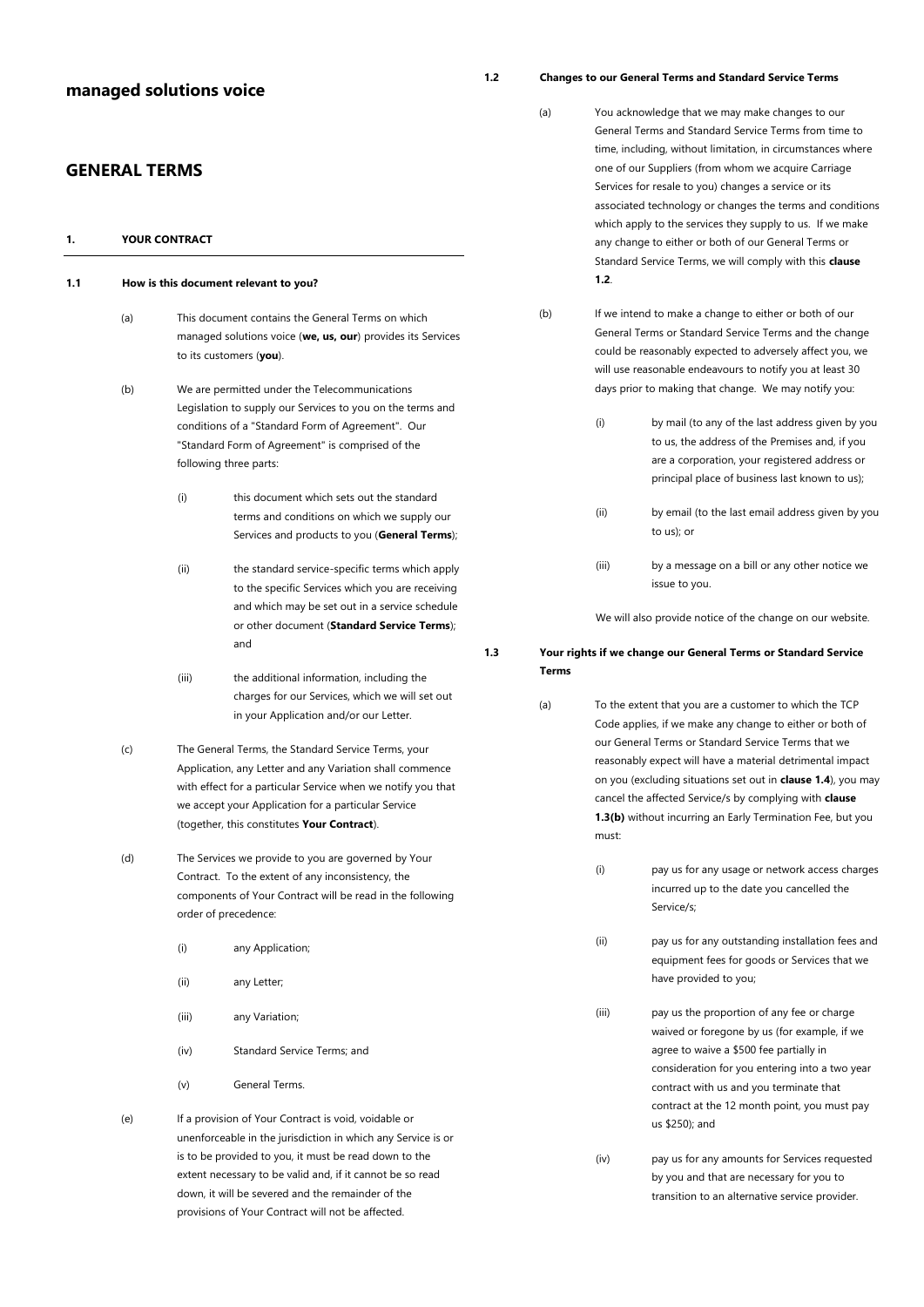## managed solutions voice

## GENERAL TERMS

### 1. YOUR CONTRACT

#### 1.1 How is this document relevant to you?

(a) This document contains the General Terms on which managed solutions voice (**we, us, our**) provides its Services to its customers (**you**).

(b) We are permitted under the Telecommunications Legislation to supply our Services to you on the terms and conditions of a "Standard Form of Agreement". Our "Standard Form of Agreement" is comprised of the following three parts:

(i) this document which sets out the standard terms and conditions on which we supply our Services and products to you (**General Terms**);

(ii) the standard service-specific terms which apply to the specific Services which you are receiving and which may be set out in a service schedule or other document (**Standard Service Terms**); and

(iii) the additional information, including the charges for our Services, which we will set out in your Application and/or our Letter.

(c) The General Terms, the Standard Service Terms, your Application, any Letter and any Variation shall commence with effect for a particular Service when we notify you that we accept your Application for a particular Service (together, this constitutes **Your Contract**).

(d) The Services we provide to you are governed by Your Contract. To the extent of any inconsistency, the components of Your Contract will be read in the following order of precedence:

(i) any Application;

(ii) any Letter;

(iii) any Variation;

(iv) Standard Service Terms; and

(v) General Terms.

(e) If a provision of Your Contract is void, voidable or unenforceable in the jurisdiction in which any Service is or is to be provided to you, it must be read down to the extent necessary to be valid and, if it cannot be so read down, it will be severed and the remainder of the provisions of Your Contract will not be affected.

#### 1.2 Changes to our General Terms and Standard Service Terms

(a) You acknowledge that we may make changes to our General Terms and Standard Service Terms from time to time, including, without limitation, in circumstances where one of our Suppliers (from whom we acquire Carriage Services for resale to you) changes a service or its associated technology or changes the terms and conditions which apply to the services they supply to us. If we make any change to either or both of our General Terms or Standard Service Terms, we will comply with this **clause 1.2**.

(b) If we intend to make a change to either or both of our General Terms or Standard Service Terms and the change could be reasonably expected to adversely affect you, we will use reasonable endeavours to notify you at least 30 days prior to making that change. We may notify you:

(i) by mail (to any of the last address given by you to us, the address of the Premises and, if you are a corporation, your registered address or principal place of business last known to us);

(ii) by email (to the last email address given by you to us); or

(iii) by a message on a bill or any other notice we issue to you.

We will also provide notice of the change on our website.

#### 1.3 Your rights if we change our General Terms or Standard Service Terms

(a) To the extent that you are a customer to which the TCP Code applies, if we make any change to either or both of our General Terms or Standard Service Terms that we reasonably expect will have a material detrimental impact on you (excluding situations set out in **clause 1.4**), you may cancel the affected Service/s by complying with **clause 1.3(b)** without incurring an Early Termination Fee, but you must:

(i) pay us for any usage or network access charges incurred up to the date you cancelled the Service/s;

(ii) pay us for any outstanding installation fees and equipment fees for goods or Services that we have provided to you;

(iii) pay us the proportion of any fee or charge waived or foregone by us (for example, if we agree to waive a $500 fee partially in consideration for you entering into a two year contract with us and you terminate that contract at the 12 month point, you must pay us $250); and

(iv) pay us for any amounts for Services requested by you and that are necessary for you to transition to an alternative service provider.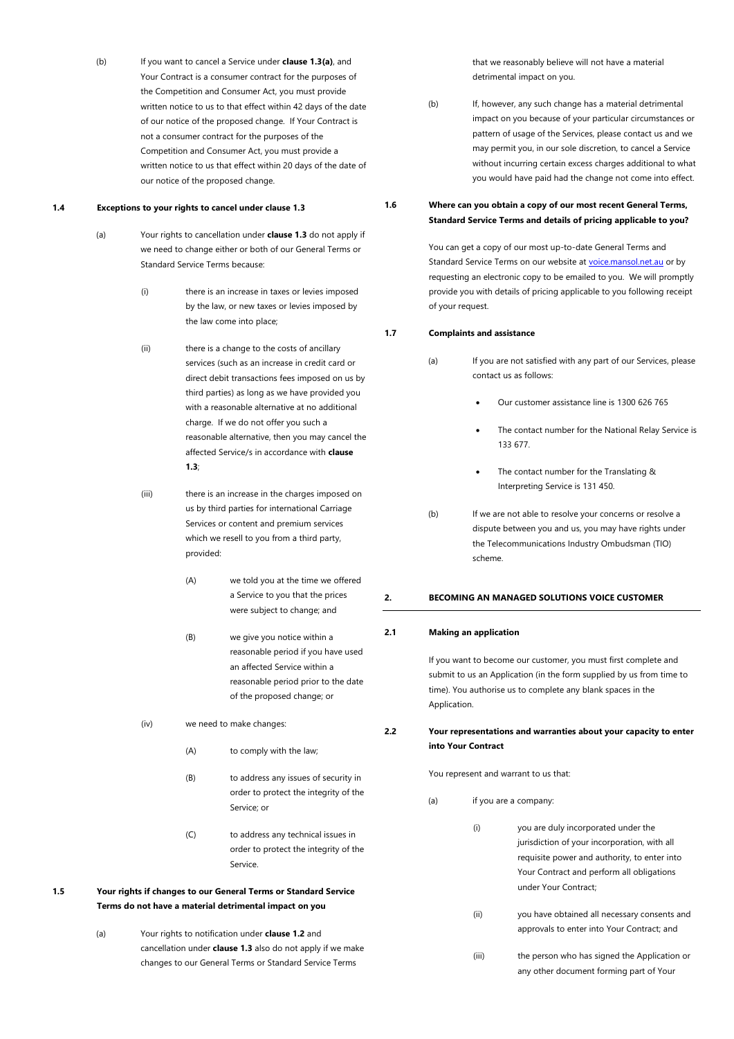(b) If you want to cancel a Service under **clause 1.3(a)**, and Your Contract is a consumer contract for the purposes of the Competition and Consumer Act, you must provide written notice to us to that effect within 42 days of the date of our notice of the proposed change. If Your Contract is not a consumer contract for the purposes of the Competition and Consumer Act, you must provide a written notice to us that effect within 20 days of the date of our notice of the proposed change.

**1.4 Exceptions to your rights to cancel under clause 1.3**

(a) Your rights to cancellation under **clause 1.3** do not apply if we need to change either or both of our General Terms or Standard Service Terms because:

(i) there is an increase in taxes or levies imposed by the law, or new taxes or levies imposed by the law come into place;

(ii) there is a change to the costs of ancillary services (such as an increase in credit card or direct debit transactions fees imposed on us by third parties) as long as we have provided you with a reasonable alternative at no additional charge. If we do not offer you such a reasonable alternative, then you may cancel the affected Service/s in accordance with **clause 1.3**;

(iii) there is an increase in the charges imposed on us by third parties for international Carriage Services or content and premium services which we resell to you from a third party, provided:

(A) we told you at the time we offered a Service to you that the prices were subject to change; and

(B) we give you notice within a reasonable period if you have used an affected Service within a reasonable period prior to the date of the proposed change; or

(iv) we need to make changes:

(A) to comply with the law;

(B) to address any issues of security in order to protect the integrity of the Service; or

(C) to address any technical issues in order to protect the integrity of the Service.

**1.5 Your rights if changes to our General Terms or Standard Service Terms do not have a material detrimental impact on you**

(a) Your rights to notification under **clause 1.2** and cancellation under **clause 1.3** also do not apply if we make changes to our General Terms or Standard Service Terms that we reasonably believe will not have a material detrimental impact on you.

(b) If, however, any such change has a material detrimental impact on you because of your particular circumstances or pattern of usage of the Services, please contact us and we may permit you, in our sole discretion, to cancel a Service without incurring certain excess charges additional to what you would have paid had the change not come into effect.

**1.6 Where can you obtain a copy of our most recent General Terms, Standard Service Terms and details of pricing applicable to you?**

You can get a copy of our most up-to-date General Terms and Standard Service Terms on our website at voice.mansol.net.au or by requesting an electronic copy to be emailed to you. We will promptly provide you with details of pricing applicable to you following receipt of your request.

**1.7 Complaints and assistance**

(a) If you are not satisfied with any part of our Services, please contact us as follows:

- Our customer assistance line is 1300 626 765
- The contact number for the National Relay Service is 133 677.
- The contact number for the Translating & Interpreting Service is 131 450.

(b) If we are not able to resolve your concerns or resolve a dispute between you and us, you may have rights under the Telecommunications Industry Ombudsman (TIO) scheme.

## 2. BECOMING AN MANAGED SOLUTIONS VOICE CUSTOMER

**2.1 Making an application**

If you want to become our customer, you must first complete and submit to us an Application (in the form supplied by us from time to time). You authorise us to complete any blank spaces in the Application.

**2.2 Your representations and warranties about your capacity to enter into Your Contract**

You represent and warrant to us that:

(a) if you are a company:

(i) you are duly incorporated under the jurisdiction of your incorporation, with all requisite power and authority, to enter into Your Contract and perform all obligations under Your Contract;

(ii) you have obtained all necessary consents and approvals to enter into Your Contract; and

(iii) the person who has signed the Application or any other document forming part of Your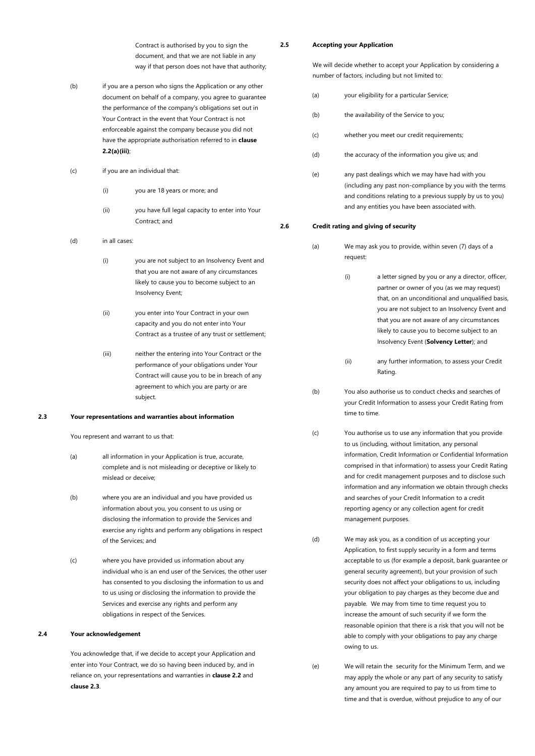Contract is authorised by you to sign the document, and that we are not liable in any way if that person does not have that authority;

(b) if you are a person who signs the Application or any other document on behalf of a company, you agree to guarantee the performance of the company's obligations set out in Your Contract in the event that Your Contract is not enforceable against the company because you did not have the appropriate authorisation referred to in **clause 2.2(a)(iii)**;

(c) if you are an individual that:

(i) you are 18 years or more; and

(ii) you have full legal capacity to enter into Your Contract; and

(d) in all cases:

(i) you are not subject to an Insolvency Event and that you are not aware of any circumstances likely to cause you to become subject to an Insolvency Event;

(ii) you enter into Your Contract in your own capacity and you do not enter into Your Contract as a trustee of any trust or settlement;

(iii) neither the entering into Your Contract or the performance of your obligations under Your Contract will cause you to be in breach of any agreement to which you are party or are subject.

**2.3 Your representations and warranties about information**

You represent and warrant to us that:

(a) all information in your Application is true, accurate, complete and is not misleading or deceptive or likely to mislead or deceive;

(b) where you are an individual and you have provided us information about you, you consent to us using or disclosing the information to provide the Services and exercise any rights and perform any obligations in respect of the Services; and

(c) where you have provided us information about any individual who is an end user of the Services, the other user has consented to you disclosing the information to us and to us using or disclosing the information to provide the Services and exercise any rights and perform any obligations in respect of the Services.

**2.4 Your acknowledgement**

You acknowledge that, if we decide to accept your Application and enter into Your Contract, we do so having been induced by, and in reliance on, your representations and warranties in **clause 2.2** and **clause 2.3**.

**2.5 Accepting your Application**

We will decide whether to accept your Application by considering a number of factors, including but not limited to:

(a) your eligibility for a particular Service;

(b) the availability of the Service to you;

(c) whether you meet our credit requirements;

(d) the accuracy of the information you give us; and

(e) any past dealings which we may have had with you (including any past non-compliance by you with the terms and conditions relating to a previous supply by us to you) and any entities you have been associated with.

**2.6 Credit rating and giving of security**

(a) We may ask you to provide, within seven (7) days of a request:

(i) a letter signed by you or any a director, officer, partner or owner of you (as we may request) that, on an unconditional and unqualified basis, you are not subject to an Insolvency Event and that you are not aware of any circumstances likely to cause you to become subject to an Insolvency Event (**Solvency Letter**); and

(ii) any further information, to assess your Credit Rating.

(b) You also authorise us to conduct checks and searches of your Credit Information to assess your Credit Rating from time to time.

(c) You authorise us to use any information that you provide to us (including, without limitation, any personal information, Credit Information or Confidential Information comprised in that information) to assess your Credit Rating and for credit management purposes and to disclose such information and any information we obtain through checks and searches of your Credit Information to a credit reporting agency or any collection agent for credit management purposes.

(d) We may ask you, as a condition of us accepting your Application, to first supply security in a form and terms acceptable to us (for example a deposit, bank guarantee or general security agreement), but your provision of such security does not affect your obligations to us, including your obligation to pay charges as they become due and payable. We may from time to time request you to increase the amount of such security if we form the reasonable opinion that there is a risk that you will not be able to comply with your obligations to pay any charge owing to us.

(e) We will retain the security for the Minimum Term, and we may apply the whole or any part of any security to satisfy any amount you are required to pay to us from time to time and that is overdue, without prejudice to any of our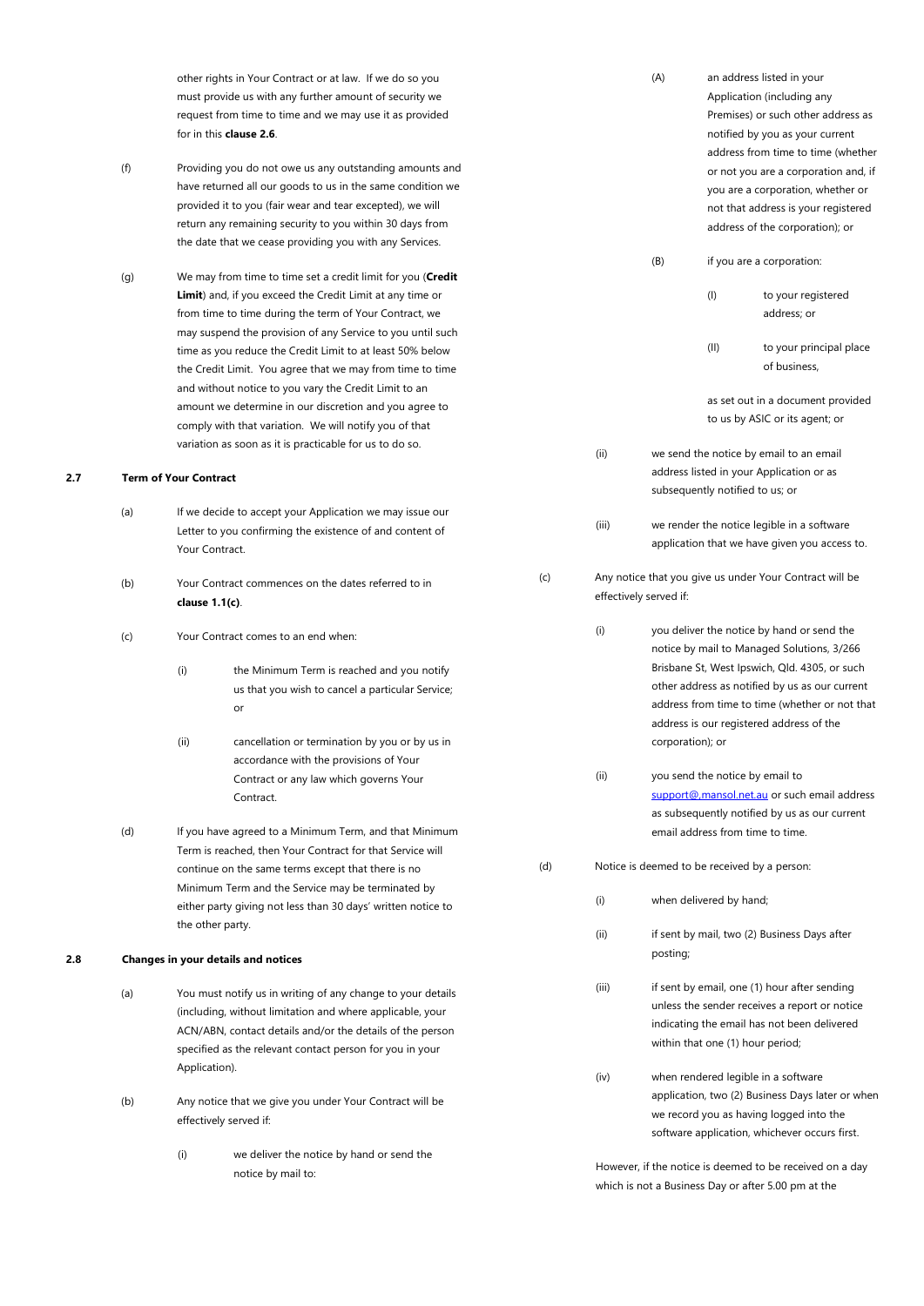other rights in Your Contract or at law. If we do so you must provide us with any further amount of security we request from time to time and we may use it as provided for in this **clause 2.6**.

(f) Providing you do not owe us any outstanding amounts and have returned all our goods to us in the same condition we provided it to you (fair wear and tear excepted), we will return any remaining security to you within 30 days from the date that we cease providing you with any Services.

(g) We may from time to time set a credit limit for you (**Credit Limit**) and, if you exceed the Credit Limit at any time or from time to time during the term of Your Contract, we may suspend the provision of any Service to you until such time as you reduce the Credit Limit to at least 50% below the Credit Limit. You agree that we may from time to time and without notice to you vary the Credit Limit to an amount we determine in our discretion and you agree to comply with that variation. We will notify you of that variation as soon as it is practicable for us to do so.

**2.7 Term of Your Contract**

(a) If we decide to accept your Application we may issue our Letter to you confirming the existence of and content of Your Contract.

(b) Your Contract commences on the dates referred to in **clause 1.1(c)**.

(c) Your Contract comes to an end when:

(i) the Minimum Term is reached and you notify us that you wish to cancel a particular Service; or

(ii) cancellation or termination by you or by us in accordance with the provisions of Your Contract or any law which governs Your Contract.

(d) If you have agreed to a Minimum Term, and that Minimum Term is reached, then Your Contract for that Service will continue on the same terms except that there is no Minimum Term and the Service may be terminated by either party giving not less than 30 days' written notice to the other party.

**2.8 Changes in your details and notices**

(a) You must notify us in writing of any change to your details (including, without limitation and where applicable, your ACN/ABN, contact details and/or the details of the person specified as the relevant contact person for you in your Application).

(b) Any notice that we give you under Your Contract will be effectively served if:

(i) we deliver the notice by hand or send the notice by mail to:

(A) an address listed in your Application (including any Premises) or such other address as notified by you as your current address from time to time (whether or not you are a corporation and, if you are a corporation, whether or not that address is your registered address of the corporation); or

(B) if you are a corporation:

(I) to your registered address; or

(II) to your principal place of business,

as set out in a document provided to us by ASIC or its agent; or

(ii) we send the notice by email to an email address listed in your Application or as subsequently notified to us; or

(iii) we render the notice legible in a software application that we have given you access to.

(c) Any notice that you give us under Your Contract will be effectively served if:

(i) you deliver the notice by hand or send the notice by mail to Managed Solutions, 3/266 Brisbane St, West Ipswich, Qld. 4305, or such other address as notified by us as our current address from time to time (whether or not that address is our registered address of the corporation); or

(ii) you send the notice by email to support@.mansol.net.au or such email address as subsequently notified by us as our current email address from time to time.

(d) Notice is deemed to be received by a person:

(i) when delivered by hand;

(ii) if sent by mail, two (2) Business Days after posting;

(iii) if sent by email, one (1) hour after sending unless the sender receives a report or notice indicating the email has not been delivered within that one (1) hour period;

(iv) when rendered legible in a software application, two (2) Business Days later or when we record you as having logged into the software application, whichever occurs first.

However, if the notice is deemed to be received on a day which is not a Business Day or after 5.00 pm at the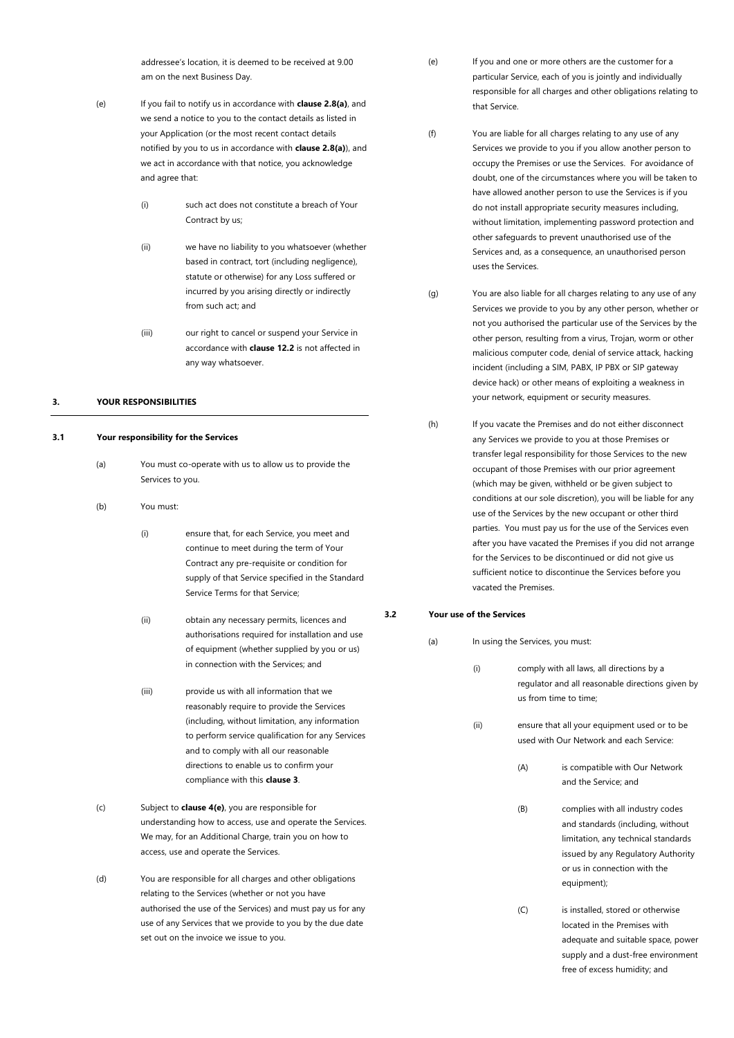addressee's location, it is deemed to be received at 9.00 am on the next Business Day.

(e) If you fail to notify us in accordance with **clause 2.8(a)**, and we send a notice to you to the contact details as listed in your Application (or the most recent contact details notified by you to us in accordance with **clause 2.8(a)**), and we act in accordance with that notice, you acknowledge and agree that:

(i) such act does not constitute a breach of Your Contract by us;

(ii) we have no liability to you whatsoever (whether based in contract, tort (including negligence), statute or otherwise) for any Loss suffered or incurred by you arising directly or indirectly from such act; and

(iii) our right to cancel or suspend your Service in accordance with **clause 12.2** is not affected in any way whatsoever.

## 3. YOUR RESPONSIBILITIES

### 3.1 Your responsibility for the Services

(a) You must co-operate with us to allow us to provide the Services to you.

(b) You must:

(i) ensure that, for each Service, you meet and continue to meet during the term of Your Contract any pre-requisite or condition for supply of that Service specified in the Standard Service Terms for that Service;

(ii) obtain any necessary permits, licences and authorisations required for installation and use of equipment (whether supplied by you or us) in connection with the Services; and

(iii) provide us with all information that we reasonably require to provide the Services (including, without limitation, any information to perform service qualification for any Services and to comply with all our reasonable directions to enable us to confirm your compliance with this **clause 3**.

(c) Subject to **clause 4(e)**, you are responsible for understanding how to access, use and operate the Services. We may, for an Additional Charge, train you on how to access, use and operate the Services.

(d) You are responsible for all charges and other obligations relating to the Services (whether or not you have authorised the use of the Services) and must pay us for any use of any Services that we provide to you by the due date set out on the invoice we issue to you.

(e) If you and one or more others are the customer for a particular Service, each of you is jointly and individually responsible for all charges and other obligations relating to that Service.

(f) You are liable for all charges relating to any use of any Services we provide to you if you allow another person to occupy the Premises or use the Services. For avoidance of doubt, one of the circumstances where you will be taken to have allowed another person to use the Services is if you do not install appropriate security measures including, without limitation, implementing password protection and other safeguards to prevent unauthorised use of the Services and, as a consequence, an unauthorised person uses the Services.

(g) You are also liable for all charges relating to any use of any Services we provide to you by any other person, whether or not you authorised the particular use of the Services by the other person, resulting from a virus, Trojan, worm or other malicious computer code, denial of service attack, hacking incident (including a SIM, PABX, IP PBX or SIP gateway device hack) or other means of exploiting a weakness in your network, equipment or security measures.

(h) If you vacate the Premises and do not either disconnect any Services we provide to you at those Premises or transfer legal responsibility for those Services to the new occupant of those Premises with our prior agreement (which may be given, withheld or be given subject to conditions at our sole discretion), you will be liable for any use of the Services by the new occupant or other third parties. You must pay us for the use of the Services even after you have vacated the Premises if you did not arrange for the Services to be discontinued or did not give us sufficient notice to discontinue the Services before you vacated the Premises.

### 3.2 Your use of the Services

(a) In using the Services, you must:

(i) comply with all laws, all directions by a regulator and all reasonable directions given by us from time to time;

(ii) ensure that all your equipment used or to be used with Our Network and each Service:

(A) is compatible with Our Network and the Service; and

(B) complies with all industry codes and standards (including, without limitation, any technical standards issued by any Regulatory Authority or us in connection with the equipment);

(C) is installed, stored or otherwise located in the Premises with adequate and suitable space, power supply and a dust-free environment free of excess humidity; and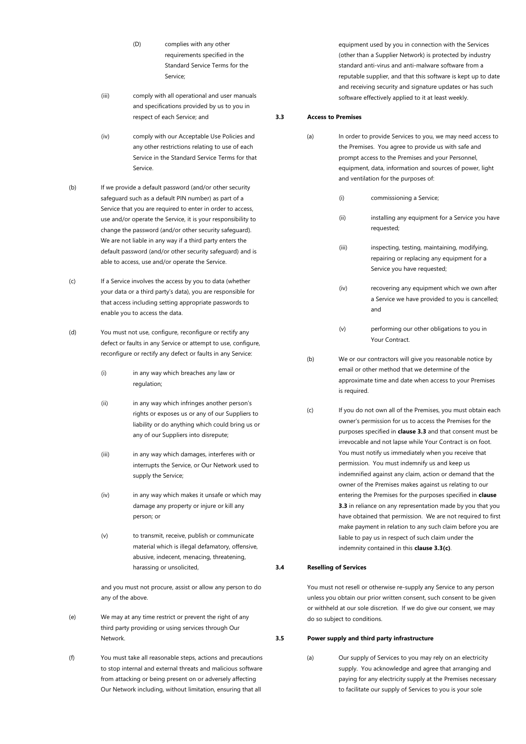(D) complies with any other requirements specified in the Standard Service Terms for the Service;

(iii) comply with all operational and user manuals and specifications provided by us to you in respect of each Service; and

(iv) comply with our Acceptable Use Policies and any other restrictions relating to use of each Service in the Standard Service Terms for that Service.

(b) If we provide a default password (and/or other security safeguard such as a default PIN number) as part of a Service that you are required to enter in order to access, use and/or operate the Service, it is your responsibility to change the password (and/or other security safeguard). We are not liable in any way if a third party enters the default password (and/or other security safeguard) and is able to access, use and/or operate the Service.

(c) If a Service involves the access by you to data (whether your data or a third party's data), you are responsible for that access including setting appropriate passwords to enable you to access the data.

(d) You must not use, configure, reconfigure or rectify any defect or faults in any Service or attempt to use, configure, reconfigure or rectify any defect or faults in any Service:

(i) in any way which breaches any law or regulation;

(ii) in any way which infringes another person's rights or exposes us or any of our Suppliers to liability or do anything which could bring us or any of our Suppliers into disrepute;

(iii) in any way which damages, interferes with or interrupts the Service, or Our Network used to supply the Service;

(iv) in any way which makes it unsafe or which may damage any property or injure or kill any person; or

(v) to transmit, receive, publish or communicate material which is illegal defamatory, offensive, abusive, indecent, menacing, threatening, harassing or unsolicited,

and you must not procure, assist or allow any person to do any of the above.

(e) We may at any time restrict or prevent the right of any third party providing or using services through Our Network.

(f) You must take all reasonable steps, actions and precautions to stop internal and external threats and malicious software from attacking or being present on or adversely affecting Our Network including, without limitation, ensuring that all equipment used by you in connection with the Services (other than a Supplier Network) is protected by industry standard anti-virus and anti-malware software from a reputable supplier, and that this software is kept up to date and receiving security and signature updates or has such software effectively applied to it at least weekly.

### 3.3 Access to Premises

(a) In order to provide Services to you, we may need access to the Premises. You agree to provide us with safe and prompt access to the Premises and your Personnel, equipment, data, information and sources of power, light and ventilation for the purposes of:

(i) commissioning a Service;

(ii) installing any equipment for a Service you have requested;

(iii) inspecting, testing, maintaining, modifying, repairing or replacing any equipment for a Service you have requested;

(iv) recovering any equipment which we own after a Service we have provided to you is cancelled; and

(v) performing our other obligations to you in Your Contract.

(b) We or our contractors will give you reasonable notice by email or other method that we determine of the approximate time and date when access to your Premises is required.

(c) If you do not own all of the Premises, you must obtain each owner's permission for us to access the Premises for the purposes specified in **clause 3.3** and that consent must be irrevocable and not lapse while Your Contract is on foot. You must notify us immediately when you receive that permission. You must indemnify us and keep us indemnified against any claim, action or demand that the owner of the Premises makes against us relating to our entering the Premises for the purposes specified in **clause 3.3** in reliance on any representation made by you that you have obtained that permission. We are not required to first make payment in relation to any such claim before you are liable to pay us in respect of such claim under the indemnity contained in this **clause 3.3(c)**.

### 3.4 Reselling of Services

You must not resell or otherwise re-supply any Service to any person unless you obtain our prior written consent, such consent to be given or withheld at our sole discretion. If we do give our consent, we may do so subject to conditions.

### 3.5 Power supply and third party infrastructure

(a) Our supply of Services to you may rely on an electricity supply. You acknowledge and agree that arranging and paying for any electricity supply at the Premises necessary to facilitate our supply of Services to you is your sole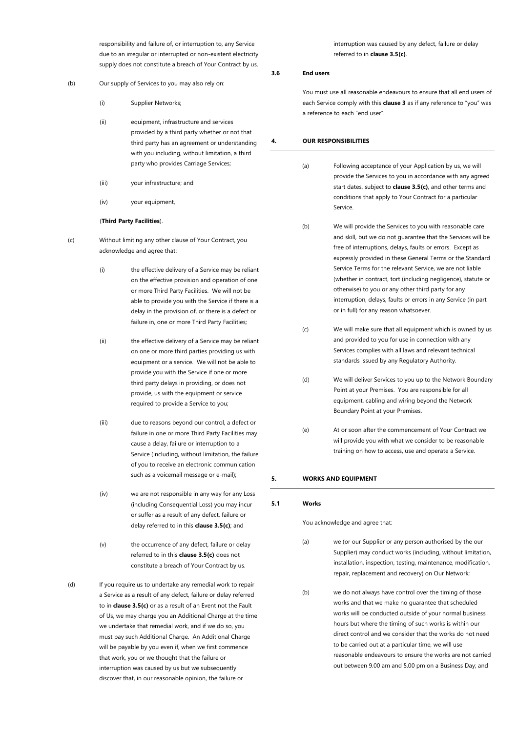responsibility and failure of, or interruption to, any Service due to an irregular or interrupted or non-existent electricity supply does not constitute a breach of Your Contract by us.

(b) Our supply of Services to you may also rely on:

(i) Supplier Networks;

(ii) equipment, infrastructure and services provided by a third party whether or not that third party has an agreement or understanding with you including, without limitation, a third party who provides Carriage Services;

(iii) your infrastructure; and

(iv) your equipment,

(**Third Party Facilities**).

(c) Without limiting any other clause of Your Contract, you acknowledge and agree that:

(i) the effective delivery of a Service may be reliant on the effective provision and operation of one or more Third Party Facilities. We will not be able to provide you with the Service if there is a delay in the provision of, or there is a defect or failure in, one or more Third Party Facilities;

(ii) the effective delivery of a Service may be reliant on one or more third parties providing us with equipment or a service. We will not be able to provide you with the Service if one or more third party delays in providing, or does not provide, us with the equipment or service required to provide a Service to you;

(iii) due to reasons beyond our control, a defect or failure in one or more Third Party Facilities may cause a delay, failure or interruption to a Service (including, without limitation, the failure of you to receive an electronic communication such as a voicemail message or e-mail);

(iv) we are not responsible in any way for any Loss (including Consequential Loss) you may incur or suffer as a result of any defect, failure or delay referred to in this **clause 3.5(c)**; and

(v) the occurrence of any defect, failure or delay referred to in this **clause 3.5(c)** does not constitute a breach of Your Contract by us.

(d) If you require us to undertake any remedial work to repair a Service as a result of any defect, failure or delay referred to in **clause 3.5(c)** or as a result of an Event not the Fault of Us, we may charge you an Additional Charge at the time we undertake that remedial work, and if we do so, you must pay such Additional Charge. An Additional Charge will be payable by you even if, when we first commence that work, you or we thought that the failure or interruption was caused by us but we subsequently discover that, in our reasonable opinion, the failure or interruption was caused by any defect, failure or delay referred to in **clause 3.5(c)**.

**3.6 End users**

You must use all reasonable endeavours to ensure that all end users of each Service comply with this **clause 3** as if any reference to "you" was a reference to each "end user".

## 4. OUR RESPONSIBILITIES

(a) Following acceptance of your Application by us, we will provide the Services to you in accordance with any agreed start dates, subject to **clause 3.5(c)**, and other terms and conditions that apply to Your Contract for a particular Service.

(b) We will provide the Services to you with reasonable care and skill, but we do not guarantee that the Services will be free of interruptions, delays, faults or errors. Except as expressly provided in these General Terms or the Standard Service Terms for the relevant Service, we are not liable (whether in contract, tort (including negligence), statute or otherwise) to you or any other third party for any interruption, delays, faults or errors in any Service (in part or in full) for any reason whatsoever.

(c) We will make sure that all equipment which is owned by us and provided to you for use in connection with any Services complies with all laws and relevant technical standards issued by any Regulatory Authority.

(d) We will deliver Services to you up to the Network Boundary Point at your Premises. You are responsible for all equipment, cabling and wiring beyond the Network Boundary Point at your Premises.

(e) At or soon after the commencement of Your Contract we will provide you with what we consider to be reasonable training on how to access, use and operate a Service.

## 5. WORKS AND EQUIPMENT

**5.1 Works**

You acknowledge and agree that:

(a) we (or our Supplier or any person authorised by the our Supplier) may conduct works (including, without limitation, installation, inspection, testing, maintenance, modification, repair, replacement and recovery) on Our Network;

(b) we do not always have control over the timing of those works and that we make no guarantee that scheduled works will be conducted outside of your normal business hours but where the timing of such works is within our direct control and we consider that the works do not need to be carried out at a particular time, we will use reasonable endeavours to ensure the works are not carried out between 9.00 am and 5.00 pm on a Business Day; and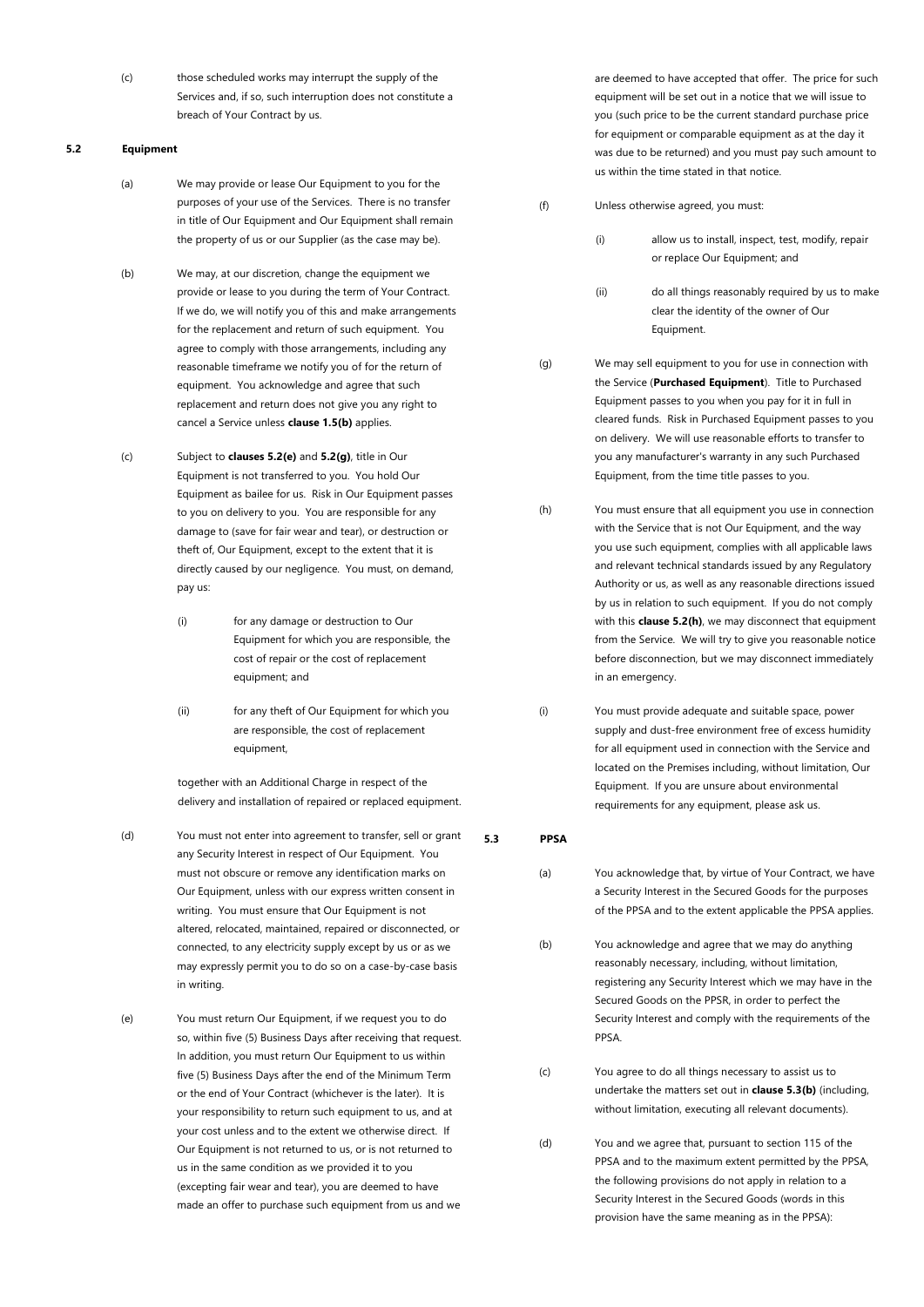(c) those scheduled works may interrupt the supply of the Services and, if so, such interruption does not constitute a breach of Your Contract by us.

**5.2 Equipment**

(a) We may provide or lease Our Equipment to you for the purposes of your use of the Services. There is no transfer in title of Our Equipment and Our Equipment shall remain the property of us or our Supplier (as the case may be).

(b) We may, at our discretion, change the equipment we provide or lease to you during the term of Your Contract. If we do, we will notify you of this and make arrangements for the replacement and return of such equipment. You agree to comply with those arrangements, including any reasonable timeframe we notify you of for the return of equipment. You acknowledge and agree that such replacement and return does not give you any right to cancel a Service unless **clause 1.5(b)** applies.

(c) Subject to **clauses 5.2(e)** and **5.2(g)**, title in Our Equipment is not transferred to you. You hold Our Equipment as bailee for us. Risk in Our Equipment passes to you on delivery to you. You are responsible for any damage to (save for fair wear and tear), or destruction or theft of, Our Equipment, except to the extent that it is directly caused by our negligence. You must, on demand, pay us:

(i) for any damage or destruction to Our Equipment for which you are responsible, the cost of repair or the cost of replacement equipment; and

(ii) for any theft of Our Equipment for which you are responsible, the cost of replacement equipment,

together with an Additional Charge in respect of the delivery and installation of repaired or replaced equipment.

(d) You must not enter into agreement to transfer, sell or grant any Security Interest in respect of Our Equipment. You must not obscure or remove any identification marks on Our Equipment, unless with our express written consent in writing. You must ensure that Our Equipment is not altered, relocated, maintained, repaired or disconnected, or connected, to any electricity supply except by us or as we may expressly permit you to do so on a case-by-case basis in writing.

(e) You must return Our Equipment, if we request you to do so, within five (5) Business Days after receiving that request. In addition, you must return Our Equipment to us within five (5) Business Days after the end of the Minimum Term or the end of Your Contract (whichever is the later). It is your responsibility to return such equipment to us, and at your cost unless and to the extent we otherwise direct. If Our Equipment is not returned to us, or is not returned to us in the same condition as we provided it to you (excepting fair wear and tear), you are deemed to have made an offer to purchase such equipment from us and we are deemed to have accepted that offer. The price for such equipment will be set out in a notice that we will issue to you (such price to be the current standard purchase price for equipment or comparable equipment as at the day it was due to be returned) and you must pay such amount to us within the time stated in that notice.

(f) Unless otherwise agreed, you must:

(i) allow us to install, inspect, test, modify, repair or replace Our Equipment; and

(ii) do all things reasonably required by us to make clear the identity of the owner of Our Equipment.

(g) We may sell equipment to you for use in connection with the Service (**Purchased Equipment**). Title to Purchased Equipment passes to you when you pay for it in full in cleared funds. Risk in Purchased Equipment passes to you on delivery. We will use reasonable efforts to transfer to you any manufacturer's warranty in any such Purchased Equipment, from the time title passes to you.

(h) You must ensure that all equipment you use in connection with the Service that is not Our Equipment, and the way you use such equipment, complies with all applicable laws and relevant technical standards issued by any Regulatory Authority or us, as well as any reasonable directions issued by us in relation to such equipment. If you do not comply with this **clause 5.2(h)**, we may disconnect that equipment from the Service. We will try to give you reasonable notice before disconnection, but we may disconnect immediately in an emergency.

(i) You must provide adequate and suitable space, power supply and dust-free environment free of excess humidity for all equipment used in connection with the Service and located on the Premises including, without limitation, Our Equipment. If you are unsure about environmental requirements for any equipment, please ask us.

**5.3 PPSA**

(a) You acknowledge that, by virtue of Your Contract, we have a Security Interest in the Secured Goods for the purposes of the PPSA and to the extent applicable the PPSA applies.

(b) You acknowledge and agree that we may do anything reasonably necessary, including, without limitation, registering any Security Interest which we may have in the Secured Goods on the PPSR, in order to perfect the Security Interest and comply with the requirements of the PPSA.

(c) You agree to do all things necessary to assist us to undertake the matters set out in **clause 5.3(b)** (including, without limitation, executing all relevant documents).

(d) You and we agree that, pursuant to section 115 of the PPSA and to the maximum extent permitted by the PPSA, the following provisions do not apply in relation to a Security Interest in the Secured Goods (words in this provision have the same meaning as in the PPSA):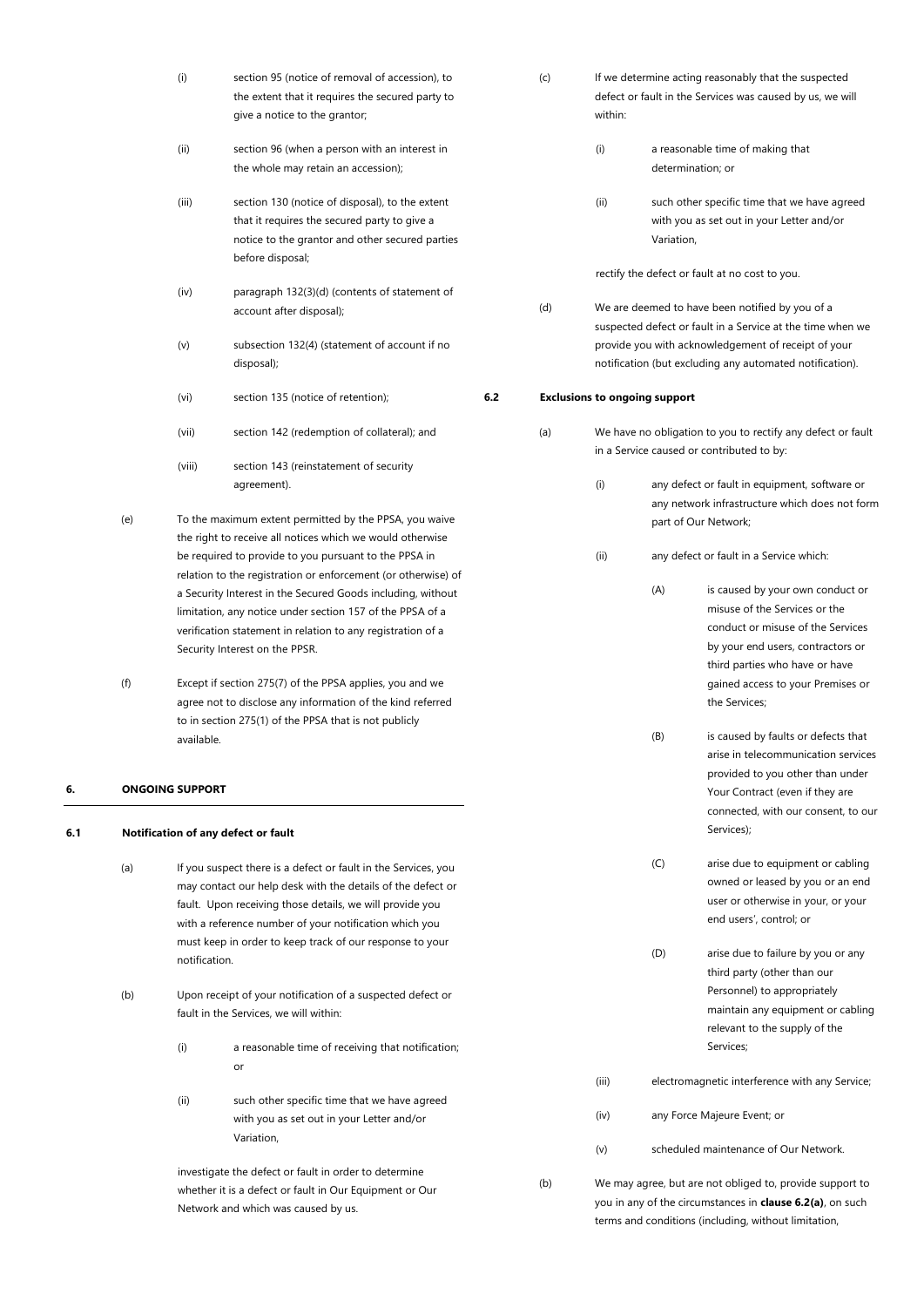(i) section 95 (notice of removal of accession), to the extent that it requires the secured party to give a notice to the grantor;

(ii) section 96 (when a person with an interest in the whole may retain an accession);

(iii) section 130 (notice of disposal), to the extent that it requires the secured party to give a notice to the grantor and other secured parties before disposal;

(iv) paragraph 132(3)(d) (contents of statement of account after disposal);

(v) subsection 132(4) (statement of account if no disposal);

(vi) section 135 (notice of retention);

(vii) section 142 (redemption of collateral); and

(viii) section 143 (reinstatement of security agreement).

(e) To the maximum extent permitted by the PPSA, you waive the right to receive all notices which we would otherwise be required to provide to you pursuant to the PPSA in relation to the registration or enforcement (or otherwise) of a Security Interest in the Secured Goods including, without limitation, any notice under section 157 of the PPSA of a verification statement in relation to any registration of a Security Interest on the PPSR.

(f) Except if section 275(7) of the PPSA applies, you and we agree not to disclose any information of the kind referred to in section 275(1) of the PPSA that is not publicly available.

## 6. ONGOING SUPPORT

### 6.1 Notification of any defect or fault

(a) If you suspect there is a defect or fault in the Services, you may contact our help desk with the details of the defect or fault. Upon receiving those details, we will provide you with a reference number of your notification which you must keep in order to keep track of our response to your notification.

(b) Upon receipt of your notification of a suspected defect or fault in the Services, we will within:

(i) a reasonable time of receiving that notification; or

(ii) such other specific time that we have agreed with you as set out in your Letter and/or Variation,

investigate the defect or fault in order to determine whether it is a defect or fault in Our Equipment or Our Network and which was caused by us.

(c) If we determine acting reasonably that the suspected defect or fault in the Services was caused by us, we will within:

(i) a reasonable time of making that determination; or

(ii) such other specific time that we have agreed with you as set out in your Letter and/or Variation,

rectify the defect or fault at no cost to you.

(d) We are deemed to have been notified by you of a suspected defect or fault in a Service at the time when we provide you with acknowledgement of receipt of your notification (but excluding any automated notification).

### 6.2 Exclusions to ongoing support

(a) We have no obligation to you to rectify any defect or fault in a Service caused or contributed to by:

(i) any defect or fault in equipment, software or any network infrastructure which does not form part of Our Network;

(ii) any defect or fault in a Service which:

(A) is caused by your own conduct or misuse of the Services or the conduct or misuse of the Services by your end users, contractors or third parties who have or have gained access to your Premises or the Services;

(B) is caused by faults or defects that arise in telecommunication services provided to you other than under Your Contract (even if they are connected, with our consent, to our Services);

(C) arise due to equipment or cabling owned or leased by you or an end user or otherwise in your, or your end users', control; or

(D) arise due to failure by you or any third party (other than our Personnel) to appropriately maintain any equipment or cabling relevant to the supply of the Services;

(iii) electromagnetic interference with any Service;

(iv) any Force Majeure Event; or

(v) scheduled maintenance of Our Network.

(b) We may agree, but are not obliged to, provide support to you in any of the circumstances in **clause 6.2(a)**, on such terms and conditions (including, without limitation,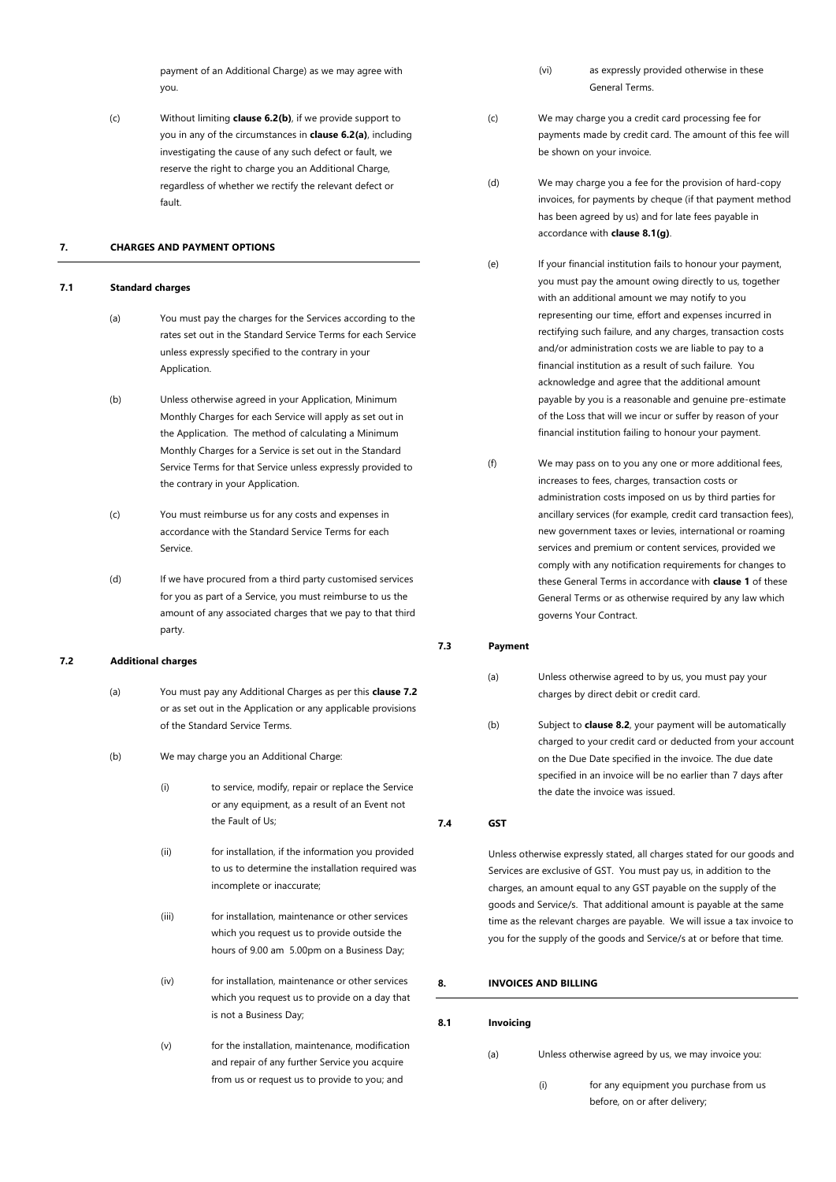payment of an Additional Charge) as we may agree with you.

(c) Without limiting **clause 6.2(b)**, if we provide support to you in any of the circumstances in **clause 6.2(a)**, including investigating the cause of any such defect or fault, we reserve the right to charge you an Additional Charge, regardless of whether we rectify the relevant defect or fault.

## 7. CHARGES AND PAYMENT OPTIONS

### 7.1 Standard charges

(a) You must pay the charges for the Services according to the rates set out in the Standard Service Terms for each Service unless expressly specified to the contrary in your Application.

(b) Unless otherwise agreed in your Application, Minimum Monthly Charges for each Service will apply as set out in the Application. The method of calculating a Minimum Monthly Charges for a Service is set out in the Standard Service Terms for that Service unless expressly provided to the contrary in your Application.

(c) You must reimburse us for any costs and expenses in accordance with the Standard Service Terms for each Service.

(d) If we have procured from a third party customised services for you as part of a Service, you must reimburse to us the amount of any associated charges that we pay to that third party.

### 7.2 Additional charges

(a) You must pay any Additional Charges as per this **clause 7.2** or as set out in the Application or any applicable provisions of the Standard Service Terms.

(b) We may charge you an Additional Charge:

(i) to service, modify, repair or replace the Service or any equipment, as a result of an Event not the Fault of Us;

(ii) for installation, if the information you provided to us to determine the installation required was incomplete or inaccurate;

(iii) for installation, maintenance or other services which you request us to provide outside the hours of 9.00 am 5.00pm on a Business Day;

(iv) for installation, maintenance or other services which you request us to provide on a day that is not a Business Day;

(v) for the installation, maintenance, modification and repair of any further Service you acquire from us or request us to provide to you; and

(vi) as expressly provided otherwise in these General Terms.

(c) We may charge you a credit card processing fee for payments made by credit card. The amount of this fee will be shown on your invoice.

(d) We may charge you a fee for the provision of hard-copy invoices, for payments by cheque (if that payment method has been agreed by us) and for late fees payable in accordance with **clause 8.1(g)**.

(e) If your financial institution fails to honour your payment, you must pay the amount owing directly to us, together with an additional amount we may notify to you representing our time, effort and expenses incurred in rectifying such failure, and any charges, transaction costs and/or administration costs we are liable to pay to a financial institution as a result of such failure. You acknowledge and agree that the additional amount payable by you is a reasonable and genuine pre-estimate of the Loss that will we incur or suffer by reason of your financial institution failing to honour your payment.

(f) We may pass on to you any one or more additional fees, increases to fees, charges, transaction costs or administration costs imposed on us by third parties for ancillary services (for example, credit card transaction fees), new government taxes or levies, international or roaming services and premium or content services, provided we comply with any notification requirements for changes to these General Terms in accordance with **clause 1** of these General Terms or as otherwise required by any law which governs Your Contract.

### 7.3 Payment

(a) Unless otherwise agreed to by us, you must pay your charges by direct debit or credit card.

(b) Subject to **clause 8.2**, your payment will be automatically charged to your credit card or deducted from your account on the Due Date specified in the invoice. The due date specified in an invoice will be no earlier than 7 days after the date the invoice was issued.

### 7.4 GST

Unless otherwise expressly stated, all charges stated for our goods and Services are exclusive of GST. You must pay us, in addition to the charges, an amount equal to any GST payable on the supply of the goods and Service/s. That additional amount is payable at the same time as the relevant charges are payable. We will issue a tax invoice to you for the supply of the goods and Service/s at or before that time.

## 8. INVOICES AND BILLING

### 8.1 Invoicing

(a) Unless otherwise agreed by us, we may invoice you:

(i) for any equipment you purchase from us before, on or after delivery;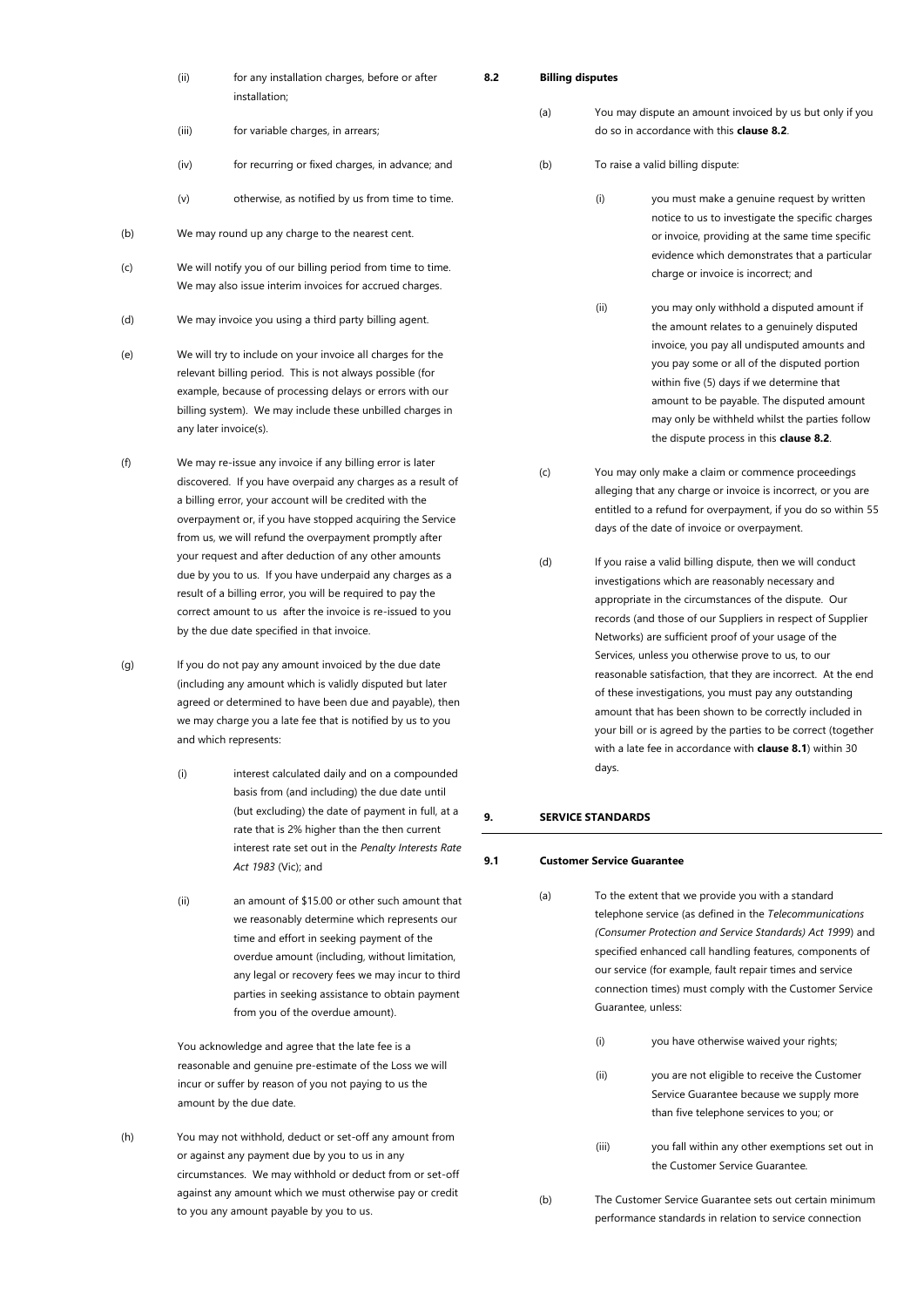(ii) for any installation charges, before or after installation;

(iii) for variable charges, in arrears;

(iv) for recurring or fixed charges, in advance; and

(v) otherwise, as notified by us from time to time.

(b) We may round up any charge to the nearest cent.

(c) We will notify you of our billing period from time to time. We may also issue interim invoices for accrued charges.

(d) We may invoice you using a third party billing agent.

(e) We will try to include on your invoice all charges for the relevant billing period. This is not always possible (for example, because of processing delays or errors with our billing system). We may include these unbilled charges in any later invoice(s).

(f) We may re-issue any invoice if any billing error is later discovered. If you have overpaid any charges as a result of a billing error, your account will be credited with the overpayment or, if you have stopped acquiring the Service from us, we will refund the overpayment promptly after your request and after deduction of any other amounts due by you to us. If you have underpaid any charges as a result of a billing error, you will be required to pay the correct amount to us after the invoice is re-issued to you by the due date specified in that invoice.

(g) If you do not pay any amount invoiced by the due date (including any amount which is validly disputed but later agreed or determined to have been due and payable), then we may charge you a late fee that is notified by us to you and which represents:

(i) interest calculated daily and on a compounded basis from (and including) the due date until (but excluding) the date of payment in full, at a rate that is 2% higher than the then current interest rate set out in the *Penalty Interests Rate Act 1983* (Vic); and

(ii) an amount of $15.00 or other such amount that we reasonably determine which represents our time and effort in seeking payment of the overdue amount (including, without limitation, any legal or recovery fees we may incur to third parties in seeking assistance to obtain payment from you of the overdue amount).

You acknowledge and agree that the late fee is a reasonable and genuine pre-estimate of the Loss we will incur or suffer by reason of you not paying to us the amount by the due date.

(h) You may not withhold, deduct or set-off any amount from or against any payment due by you to us in any circumstances. We may withhold or deduct from or set-off against any amount which we must otherwise pay or credit to you any amount payable by you to us.

### 8.2 Billing disputes

(a) You may dispute an amount invoiced by us but only if you do so in accordance with this **clause 8.2**.

(b) To raise a valid billing dispute:

(i) you must make a genuine request by written notice to us to investigate the specific charges or invoice, providing at the same time specific evidence which demonstrates that a particular charge or invoice is incorrect; and

(ii) you may only withhold a disputed amount if the amount relates to a genuinely disputed invoice, you pay all undisputed amounts and you pay some or all of the disputed portion within five (5) days if we determine that amount to be payable. The disputed amount may only be withheld whilst the parties follow the dispute process in this **clause 8.2**.

(c) You may only make a claim or commence proceedings alleging that any charge or invoice is incorrect, or you are entitled to a refund for overpayment, if you do so within 55 days of the date of invoice or overpayment.

(d) If you raise a valid billing dispute, then we will conduct investigations which are reasonably necessary and appropriate in the circumstances of the dispute. Our records (and those of our Suppliers in respect of Supplier Networks) are sufficient proof of your usage of the Services, unless you otherwise prove to us, to our reasonable satisfaction, that they are incorrect. At the end of these investigations, you must pay any outstanding amount that has been shown to be correctly included in your bill or is agreed by the parties to be correct (together with a late fee in accordance with **clause 8.1**) within 30 days.

## 9. SERVICE STANDARDS

### 9.1 Customer Service Guarantee

(a) To the extent that we provide you with a standard telephone service (as defined in the *Telecommunications (Consumer Protection and Service Standards) Act 1999*) and specified enhanced call handling features, components of our service (for example, fault repair times and service connection times) must comply with the Customer Service Guarantee, unless:

(i) you have otherwise waived your rights;

(ii) you are not eligible to receive the Customer Service Guarantee because we supply more than five telephone services to you; or

(iii) you fall within any other exemptions set out in the Customer Service Guarantee.

(b) The Customer Service Guarantee sets out certain minimum performance standards in relation to service connection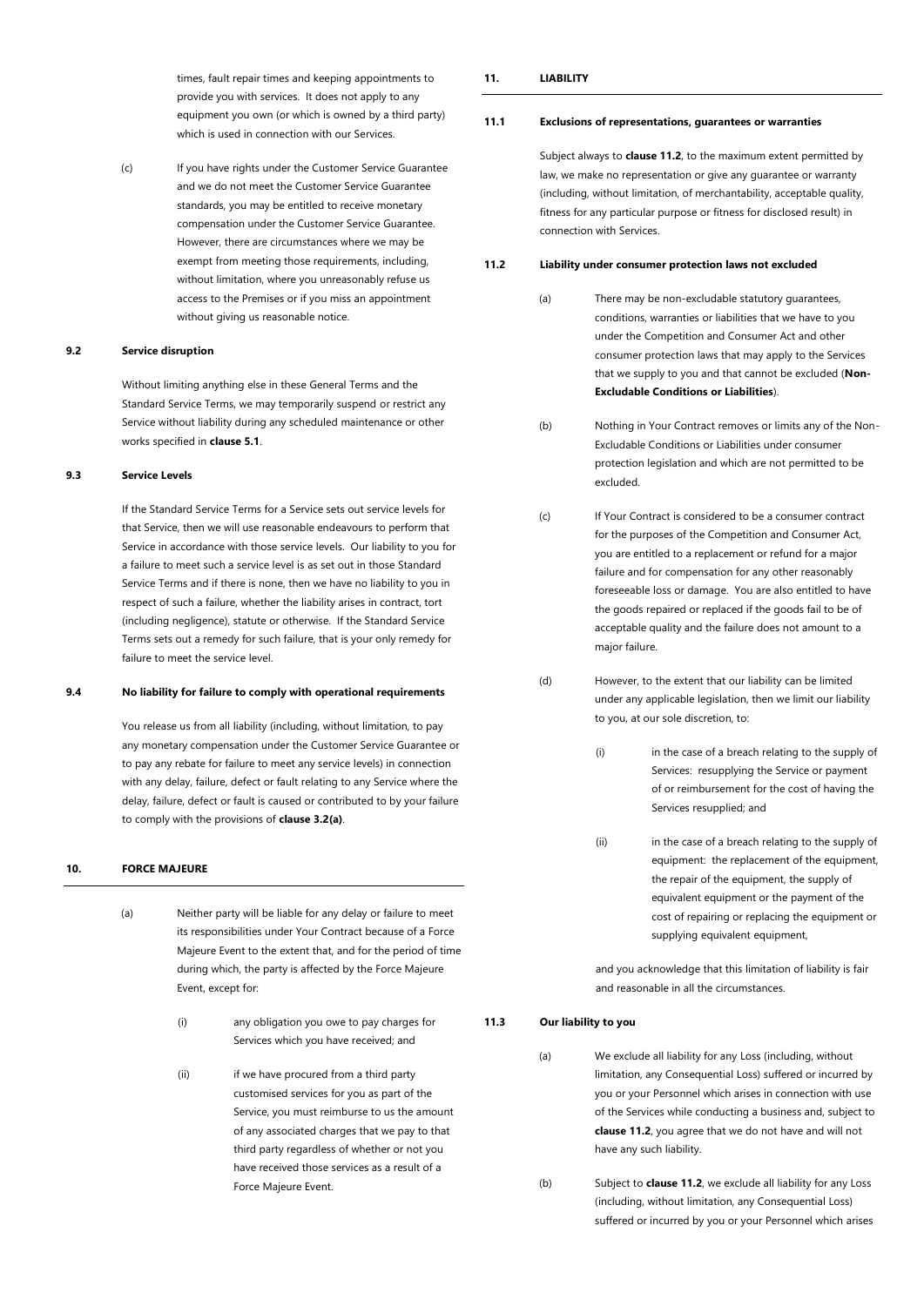times, fault repair times and keeping appointments to provide you with services. It does not apply to any equipment you own (or which is owned by a third party) which is used in connection with our Services.

(c) If you have rights under the Customer Service Guarantee and we do not meet the Customer Service Guarantee standards, you may be entitled to receive monetary compensation under the Customer Service Guarantee. However, there are circumstances where we may be exempt from meeting those requirements, including, without limitation, where you unreasonably refuse us access to the Premises or if you miss an appointment without giving us reasonable notice.

### 9.2 Service disruption

Without limiting anything else in these General Terms and the Standard Service Terms, we may temporarily suspend or restrict any Service without liability during any scheduled maintenance or other works specified in **clause 5.1**.

### 9.3 Service Levels

If the Standard Service Terms for a Service sets out service levels for that Service, then we will use reasonable endeavours to perform that Service in accordance with those service levels. Our liability to you for a failure to meet such a service level is as set out in those Standard Service Terms and if there is none, then we have no liability to you in respect of such a failure, whether the liability arises in contract, tort (including negligence), statute or otherwise. If the Standard Service Terms sets out a remedy for such failure, that is your only remedy for failure to meet the service level.

### 9.4 No liability for failure to comply with operational requirements

You release us from all liability (including, without limitation, to pay any monetary compensation under the Customer Service Guarantee or to pay any rebate for failure to meet any service levels) in connection with any delay, failure, defect or fault relating to any Service where the delay, failure, defect or fault is caused or contributed to by your failure to comply with the provisions of **clause 3.2(a)**.

## 10. FORCE MAJEURE

(a) Neither party will be liable for any delay or failure to meet its responsibilities under Your Contract because of a Force Majeure Event to the extent that, and for the period of time during which, the party is affected by the Force Majeure Event, except for:

(i) any obligation you owe to pay charges for Services which you have received; and

(ii) if we have procured from a third party customised services for you as part of the Service, you must reimburse to us the amount of any associated charges that we pay to that third party regardless of whether or not you have received those services as a result of a Force Majeure Event.

## 11. LIABILITY

### 11.1 Exclusions of representations, guarantees or warranties

Subject always to **clause 11.2**, to the maximum extent permitted by law, we make no representation or give any guarantee or warranty (including, without limitation, of merchantability, acceptable quality, fitness for any particular purpose or fitness for disclosed result) in connection with Services.

### 11.2 Liability under consumer protection laws not excluded

(a) There may be non-excludable statutory guarantees, conditions, warranties or liabilities that we have to you under the Competition and Consumer Act and other consumer protection laws that may apply to the Services that we supply to you and that cannot be excluded (**Non-Excludable Conditions or Liabilities**).

(b) Nothing in Your Contract removes or limits any of the Non-Excludable Conditions or Liabilities under consumer protection legislation and which are not permitted to be excluded.

(c) If Your Contract is considered to be a consumer contract for the purposes of the Competition and Consumer Act, you are entitled to a replacement or refund for a major failure and for compensation for any other reasonably foreseeable loss or damage. You are also entitled to have the goods repaired or replaced if the goods fail to be of acceptable quality and the failure does not amount to a major failure.

(d) However, to the extent that our liability can be limited under any applicable legislation, then we limit our liability to you, at our sole discretion, to:

(i) in the case of a breach relating to the supply of Services: resupplying the Service or payment of or reimbursement for the cost of having the Services resupplied; and

(ii) in the case of a breach relating to the supply of equipment: the replacement of the equipment, the repair of the equipment, the supply of equivalent equipment or the payment of the cost of repairing or replacing the equipment or supplying equivalent equipment,

and you acknowledge that this limitation of liability is fair and reasonable in all the circumstances.

### 11.3 Our liability to you

(a) We exclude all liability for any Loss (including, without limitation, any Consequential Loss) suffered or incurred by you or your Personnel which arises in connection with use of the Services while conducting a business and, subject to **clause 11.2**, you agree that we do not have and will not have any such liability.

(b) Subject to **clause 11.2**, we exclude all liability for any Loss (including, without limitation, any Consequential Loss) suffered or incurred by you or your Personnel which arises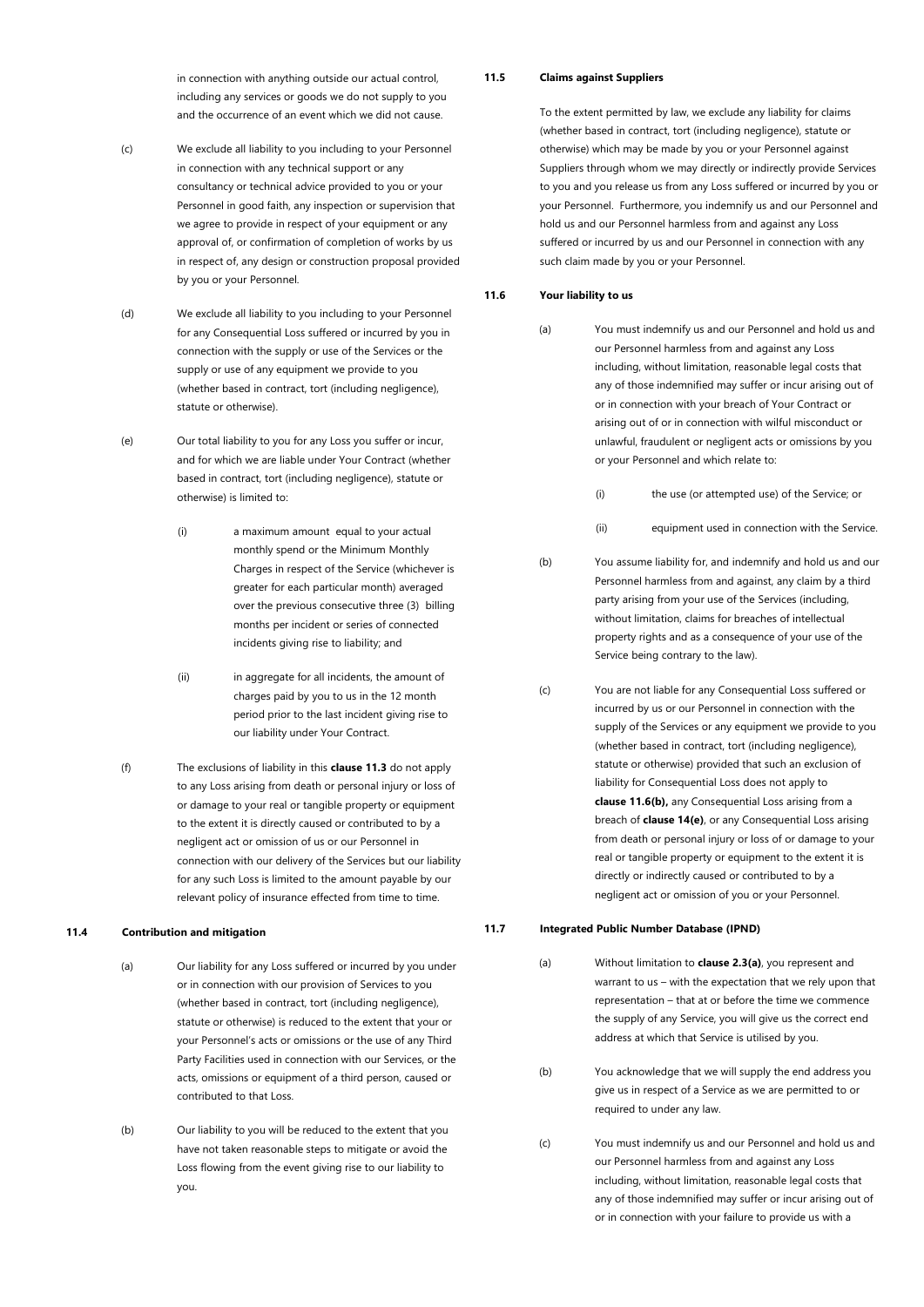in connection with anything outside our actual control, including any services or goods we do not supply to you and the occurrence of an event which we did not cause.

(c) We exclude all liability to you including to your Personnel in connection with any technical support or any consultancy or technical advice provided to you or your Personnel in good faith, any inspection or supervision that we agree to provide in respect of your equipment or any approval of, or confirmation of completion of works by us in respect of, any design or construction proposal provided by you or your Personnel.

(d) We exclude all liability to you including to your Personnel for any Consequential Loss suffered or incurred by you in connection with the supply or use of the Services or the supply or use of any equipment we provide to you (whether based in contract, tort (including negligence), statute or otherwise).

(e) Our total liability to you for any Loss you suffer or incur, and for which we are liable under Your Contract (whether based in contract, tort (including negligence), statute or otherwise) is limited to:

(i) a maximum amount equal to your actual monthly spend or the Minimum Monthly Charges in respect of the Service (whichever is greater for each particular month) averaged over the previous consecutive three (3) billing months per incident or series of connected incidents giving rise to liability; and

(ii) in aggregate for all incidents, the amount of charges paid by you to us in the 12 month period prior to the last incident giving rise to our liability under Your Contract.

(f) The exclusions of liability in this **clause 11.3** do not apply to any Loss arising from death or personal injury or loss of or damage to your real or tangible property or equipment to the extent it is directly caused or contributed to by a negligent act or omission of us or our Personnel in connection with our delivery of the Services but our liability for any such Loss is limited to the amount payable by our relevant policy of insurance effected from time to time.

**11.4 Contribution and mitigation**

(a) Our liability for any Loss suffered or incurred by you under or in connection with our provision of Services to you (whether based in contract, tort (including negligence), statute or otherwise) is reduced to the extent that your or your Personnel's acts or omissions or the use of any Third Party Facilities used in connection with our Services, or the acts, omissions or equipment of a third person, caused or contributed to that Loss.

(b) Our liability to you will be reduced to the extent that you have not taken reasonable steps to mitigate or avoid the Loss flowing from the event giving rise to our liability to you.

**11.5 Claims against Suppliers**

To the extent permitted by law, we exclude any liability for claims (whether based in contract, tort (including negligence), statute or otherwise) which may be made by you or your Personnel against Suppliers through whom we may directly or indirectly provide Services to you and you release us from any Loss suffered or incurred by you or your Personnel. Furthermore, you indemnify us and our Personnel and hold us and our Personnel harmless from and against any Loss suffered or incurred by us and our Personnel in connection with any such claim made by you or your Personnel.

**11.6 Your liability to us**

(a) You must indemnify us and our Personnel and hold us and our Personnel harmless from and against any Loss including, without limitation, reasonable legal costs that any of those indemnified may suffer or incur arising out of or in connection with your breach of Your Contract or arising out of or in connection with wilful misconduct or unlawful, fraudulent or negligent acts or omissions by you or your Personnel and which relate to:

(i) the use (or attempted use) of the Service; or

(ii) equipment used in connection with the Service.

(b) You assume liability for, and indemnify and hold us and our Personnel harmless from and against, any claim by a third party arising from your use of the Services (including, without limitation, claims for breaches of intellectual property rights and as a consequence of your use of the Service being contrary to the law).

(c) You are not liable for any Consequential Loss suffered or incurred by us or our Personnel in connection with the supply of the Services or any equipment we provide to you (whether based in contract, tort (including negligence), statute or otherwise) provided that such an exclusion of liability for Consequential Loss does not apply to **clause 11.6(b),** any Consequential Loss arising from a breach of **clause 14(e)**, or any Consequential Loss arising from death or personal injury or loss of or damage to your real or tangible property or equipment to the extent it is directly or indirectly caused or contributed to by a negligent act or omission of you or your Personnel.

**11.7 Integrated Public Number Database (IPND)**

(a) Without limitation to **clause 2.3(a)**, you represent and warrant to us – with the expectation that we rely upon that representation – that at or before the time we commence the supply of any Service, you will give us the correct end address at which that Service is utilised by you.

(b) You acknowledge that we will supply the end address you give us in respect of a Service as we are permitted to or required to under any law.

(c) You must indemnify us and our Personnel and hold us and our Personnel harmless from and against any Loss including, without limitation, reasonable legal costs that any of those indemnified may suffer or incur arising out of or in connection with your failure to provide us with a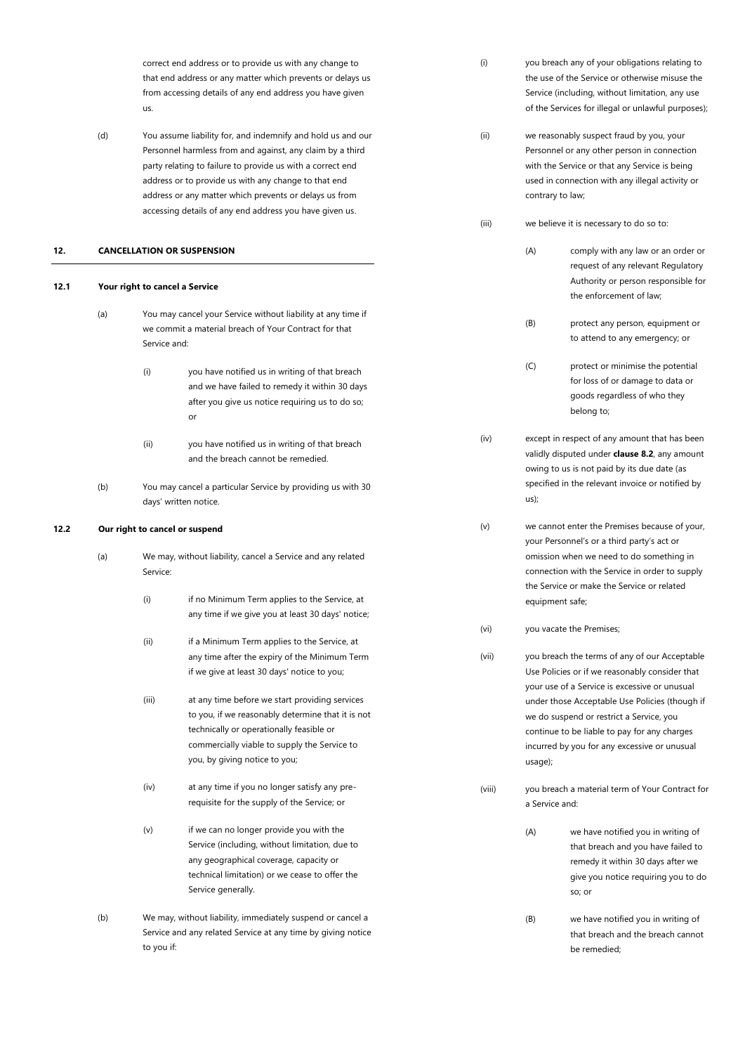correct end address or to provide us with any change to that end address or any matter which prevents or delays us from accessing details of any end address you have given us.

(d) You assume liability for, and indemnify and hold us and our Personnel harmless from and against, any claim by a third party relating to failure to provide us with a correct end address or to provide us with any change to that end address or any matter which prevents or delays us from accessing details of any end address you have given us.

## 12. CANCELLATION OR SUSPENSION

### 12.1 Your right to cancel a Service

(a) You may cancel your Service without liability at any time if we commit a material breach of Your Contract for that Service and:

(i) you have notified us in writing of that breach and we have failed to remedy it within 30 days after you give us notice requiring us to do so; or

(ii) you have notified us in writing of that breach and the breach cannot be remedied.

(b) You may cancel a particular Service by providing us with 30 days' written notice.

### 12.2 Our right to cancel or suspend

(a) We may, without liability, cancel a Service and any related Service:

(i) if no Minimum Term applies to the Service, at any time if we give you at least 30 days' notice;

(ii) if a Minimum Term applies to the Service, at any time after the expiry of the Minimum Term if we give at least 30 days' notice to you;

(iii) at any time before we start providing services to you, if we reasonably determine that it is not technically or operationally feasible or commercially viable to supply the Service to you, by giving notice to you;

(iv) at any time if you no longer satisfy any pre-requisite for the supply of the Service; or

(v) if we can no longer provide you with the Service (including, without limitation, due to any geographical coverage, capacity or technical limitation) or we cease to offer the Service generally.

(b) We may, without liability, immediately suspend or cancel a Service and any related Service at any time by giving notice to you if:

(i) you breach any of your obligations relating to the use of the Service or otherwise misuse the Service (including, without limitation, any use of the Services for illegal or unlawful purposes);

(ii) we reasonably suspect fraud by you, your Personnel or any other person in connection with the Service or that any Service is being used in connection with any illegal activity or contrary to law;

(iii) we believe it is necessary to do so to:

(A) comply with any law or an order or request of any relevant Regulatory Authority or person responsible for the enforcement of law;

(B) protect any person, equipment or to attend to any emergency; or

(C) protect or minimise the potential for loss of or damage to data or goods regardless of who they belong to;

(iv) except in respect of any amount that has been validly disputed under **clause 8.2**, any amount owing to us is not paid by its due date (as specified in the relevant invoice or notified by us);

(v) we cannot enter the Premises because of your, your Personnel's or a third party's act or omission when we need to do something in connection with the Service in order to supply the Service or make the Service or related equipment safe;

(vi) you vacate the Premises;

(vii) you breach the terms of any of our Acceptable Use Policies or if we reasonably consider that your use of a Service is excessive or unusual under those Acceptable Use Policies (though if we do suspend or restrict a Service, you continue to be liable to pay for any charges incurred by you for any excessive or unusual usage);

(viii) you breach a material term of Your Contract for a Service and:

(A) we have notified you in writing of that breach and you have failed to remedy it within 30 days after we give you notice requiring you to do so; or

(B) we have notified you in writing of that breach and the breach cannot be remedied;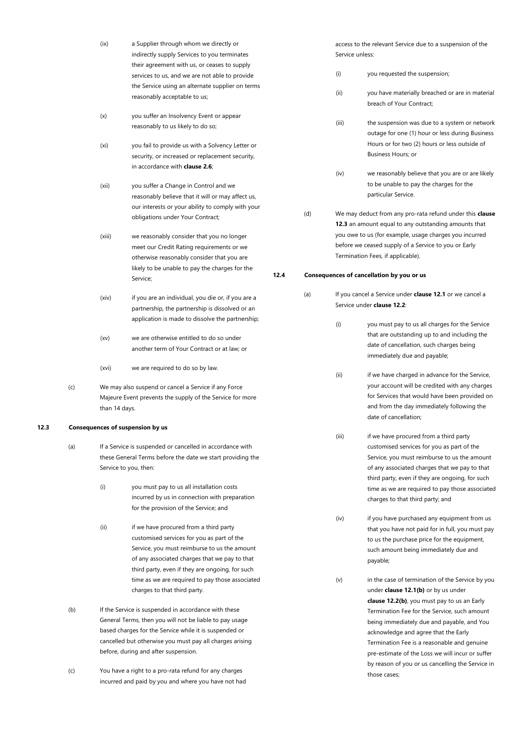(ix) a Supplier through whom we directly or indirectly supply Services to you terminates their agreement with us, or ceases to supply services to us, and we are not able to provide the Service using an alternate supplier on terms reasonably acceptable to us;

(x) you suffer an Insolvency Event or appear reasonably to us likely to do so;

(xi) you fail to provide us with a Solvency Letter or security, or increased or replacement security, in accordance with **clause 2.6**;

(xii) you suffer a Change in Control and we reasonably believe that it will or may affect us, our interests or your ability to comply with your obligations under Your Contract;

(xiii) we reasonably consider that you no longer meet our Credit Rating requirements or we otherwise reasonably consider that you are likely to be unable to pay the charges for the Service;

(xiv) if you are an individual, you die or, if you are a partnership, the partnership is dissolved or an application is made to dissolve the partnership;

(xv) we are otherwise entitled to do so under another term of Your Contract or at law; or

(xvi) we are required to do so by law.

(c) We may also suspend or cancel a Service if any Force Majeure Event prevents the supply of the Service for more than 14 days.

**12.3 Consequences of suspension by us**

(a) If a Service is suspended or cancelled in accordance with these General Terms before the date we start providing the Service to you, then:

(i) you must pay to us all installation costs incurred by us in connection with preparation for the provision of the Service; and

(ii) if we have procured from a third party customised services for you as part of the Service, you must reimburse to us the amount of any associated charges that we pay to that third party, even if they are ongoing, for such time as we are required to pay those associated charges to that third party.

(b) If the Service is suspended in accordance with these General Terms, then you will not be liable to pay usage based charges for the Service while it is suspended or cancelled but otherwise you must pay all charges arising before, during and after suspension.

(c) You have a right to a pro-rata refund for any charges incurred and paid by you and where you have not had access to the relevant Service due to a suspension of the Service unless:

(i) you requested the suspension;

(ii) you have materially breached or are in material breach of Your Contract;

(iii) the suspension was due to a system or network outage for one (1) hour or less during Business Hours or for two (2) hours or less outside of Business Hours; or

(iv) we reasonably believe that you are or are likely to be unable to pay the charges for the particular Service.

(d) We may deduct from any pro-rata refund under this **clause 12.3** an amount equal to any outstanding amounts that you owe to us (for example, usage charges you incurred before we ceased supply of a Service to you or Early Termination Fees, if applicable).

**12.4 Consequences of cancellation by you or us**

(a) If you cancel a Service under **clause 12.1** or we cancel a Service under **clause 12.2**:

(i) you must pay to us all charges for the Service that are outstanding up to and including the date of cancellation, such charges being immediately due and payable;

(ii) if we have charged in advance for the Service, your account will be credited with any charges for Services that would have been provided on and from the day immediately following the date of cancellation;

(iii) if we have procured from a third party customised services for you as part of the Service, you must reimburse to us the amount of any associated charges that we pay to that third party, even if they are ongoing, for such time as we are required to pay those associated charges to that third party; and

(iv) if you have purchased any equipment from us that you have not paid for in full, you must pay to us the purchase price for the equipment, such amount being immediately due and payable;

(v) in the case of termination of the Service by you under **clause 12.1(b)** or by us under **clause 12.2(b)**, you must pay to us an Early Termination Fee for the Service, such amount being immediately due and payable, and You acknowledge and agree that the Early Termination Fee is a reasonable and genuine pre-estimate of the Loss we will incur or suffer by reason of you or us cancelling the Service in those cases;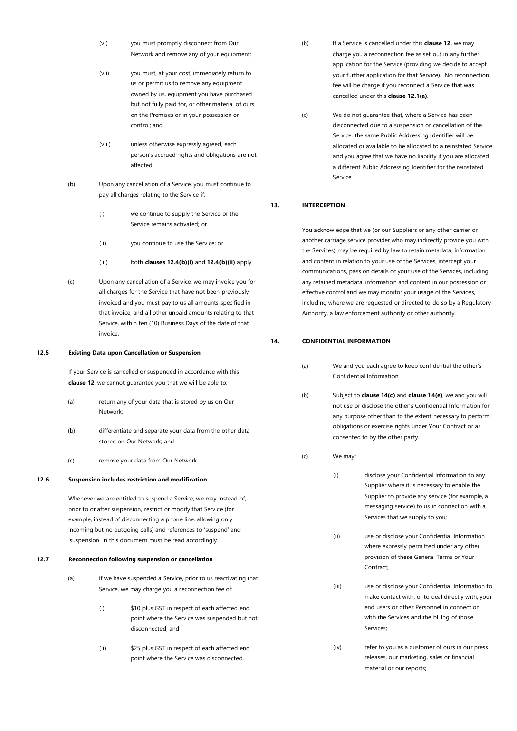(vi) you must promptly disconnect from Our Network and remove any of your equipment;

(vii) you must, at your cost, immediately return to us or permit us to remove any equipment owned by us, equipment you have purchased but not fully paid for, or other material of ours on the Premises or in your possession or control; and

(viii) unless otherwise expressly agreed, each person's accrued rights and obligations are not affected.

(b) Upon any cancellation of a Service, you must continue to pay all charges relating to the Service if:

(i) we continue to supply the Service or the Service remains activated; or

(ii) you continue to use the Service; or

(iii) both **clauses 12.4(b)(i)** and **12.4(b)(ii)** apply.

(c) Upon any cancellation of a Service, we may invoice you for all charges for the Service that have not been previously invoiced and you must pay to us all amounts specified in that invoice, and all other unpaid amounts relating to that Service, within ten (10) Business Days of the date of that invoice.

**12.5 Existing Data upon Cancellation or Suspension**

If your Service is cancelled or suspended in accordance with this **clause 12**, we cannot guarantee you that we will be able to:

(a) return any of your data that is stored by us on Our Network;

(b) differentiate and separate your data from the other data stored on Our Network; and

(c) remove your data from Our Network.

**12.6 Suspension includes restriction and modification**

Whenever we are entitled to suspend a Service, we may instead of, prior to or after suspension, restrict or modify that Service (for example, instead of disconnecting a phone line, allowing only incoming but no outgoing calls) and references to 'suspend' and 'suspension' in this document must be read accordingly.

**12.7 Reconnection following suspension or cancellation**

(a) If we have suspended a Service, prior to us reactivating that Service, we may charge you a reconnection fee of:

(i) \$10 plus GST in respect of each affected end point where the Service was suspended but not disconnected; and

(ii) \$25 plus GST in respect of each affected end point where the Service was disconnected.

(b) If a Service is cancelled under this **clause 12**, we may charge you a reconnection fee as set out in any further application for the Service (providing we decide to accept your further application for that Service). No reconnection fee will be charge if you reconnect a Service that was cancelled under this **clause 12.1(a)**.

(c) We do not guarantee that, where a Service has been disconnected due to a suspension or cancellation of the Service, the same Public Addressing Identifier will be allocated or available to be allocated to a reinstated Service and you agree that we have no liability if you are allocated a different Public Addressing Identifier for the reinstated Service.

## 13. INTERCEPTION

You acknowledge that we (or our Suppliers or any other carrier or another carriage service provider who may indirectly provide you with the Services) may be required by law to retain metadata, information and content in relation to your use of the Services, intercept your communications, pass on details of your use of the Services, including any retained metadata, information and content in our possession or effective control and we may monitor your usage of the Services, including where we are requested or directed to do so by a Regulatory Authority, a law enforcement authority or other authority.

## 14. CONFIDENTIAL INFORMATION

(a) We and you each agree to keep confidential the other's Confidential Information.

(b) Subject to **clause 14(c)** and **clause 14(e)**, we and you will not use or disclose the other's Confidential Information for any purpose other than to the extent necessary to perform obligations or exercise rights under Your Contract or as consented to by the other party.

(c) We may:

(i) disclose your Confidential Information to any Supplier where it is necessary to enable the Supplier to provide any service (for example, a messaging service) to us in connection with a Services that we supply to you;

(ii) use or disclose your Confidential Information where expressly permitted under any other provision of these General Terms or Your Contract;

(iii) use or disclose your Confidential Information to make contact with, or to deal directly with, your end users or other Personnel in connection with the Services and the billing of those Services;

(iv) refer to you as a customer of ours in our press releases, our marketing, sales or financial material or our reports;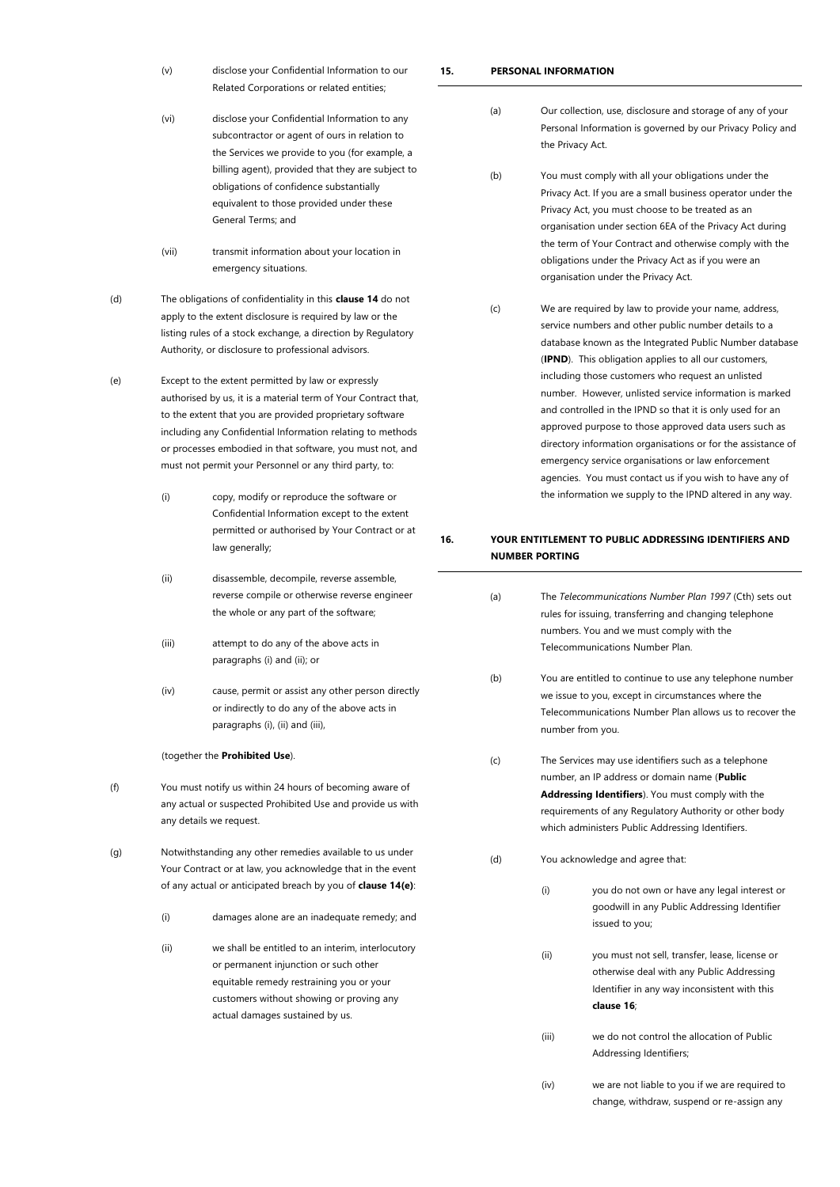(v) disclose your Confidential Information to our Related Corporations or related entities;

(vi) disclose your Confidential Information to any subcontractor or agent of ours in relation to the Services we provide to you (for example, a billing agent), provided that they are subject to obligations of confidence substantially equivalent to those provided under these General Terms; and

(vii) transmit information about your location in emergency situations.

(d) The obligations of confidentiality in this **clause 14** do not apply to the extent disclosure is required by law or the listing rules of a stock exchange, a direction by Regulatory Authority, or disclosure to professional advisors.

(e) Except to the extent permitted by law or expressly authorised by us, it is a material term of Your Contract that, to the extent that you are provided proprietary software including any Confidential Information relating to methods or processes embodied in that software, you must not, and must not permit your Personnel or any third party, to:

(i) copy, modify or reproduce the software or Confidential Information except to the extent permitted or authorised by Your Contract or at law generally;

(ii) disassemble, decompile, reverse assemble, reverse compile or otherwise reverse engineer the whole or any part of the software;

(iii) attempt to do any of the above acts in paragraphs (i) and (ii); or

(iv) cause, permit or assist any other person directly or indirectly to do any of the above acts in paragraphs (i), (ii) and (iii),

(together the **Prohibited Use**).

(f) You must notify us within 24 hours of becoming aware of any actual or suspected Prohibited Use and provide us with any details we request.

(g) Notwithstanding any other remedies available to us under Your Contract or at law, you acknowledge that in the event of any actual or anticipated breach by you of **clause 14(e)**:

(i) damages alone are an inadequate remedy; and

(ii) we shall be entitled to an interim, interlocutory or permanent injunction or such other equitable remedy restraining you or your customers without showing or proving any actual damages sustained by us.

## 15. PERSONAL INFORMATION

(a) Our collection, use, disclosure and storage of any of your Personal Information is governed by our Privacy Policy and the Privacy Act.

(b) You must comply with all your obligations under the Privacy Act. If you are a small business operator under the Privacy Act, you must choose to be treated as an organisation under section 6EA of the Privacy Act during the term of Your Contract and otherwise comply with the obligations under the Privacy Act as if you were an organisation under the Privacy Act.

(c) We are required by law to provide your name, address, service numbers and other public number details to a database known as the Integrated Public Number database (**IPND**). This obligation applies to all our customers, including those customers who request an unlisted number. However, unlisted service information is marked and controlled in the IPND so that it is only used for an approved purpose to those approved data users such as directory information organisations or for the assistance of emergency service organisations or law enforcement agencies. You must contact us if you wish to have any of the information we supply to the IPND altered in any way.

## 16. YOUR ENTITLEMENT TO PUBLIC ADDRESSING IDENTIFIERS AND NUMBER PORTING

(a) The *Telecommunications Number Plan 1997* (Cth) sets out rules for issuing, transferring and changing telephone numbers. You and we must comply with the Telecommunications Number Plan.

(b) You are entitled to continue to use any telephone number we issue to you, except in circumstances where the Telecommunications Number Plan allows us to recover the number from you.

(c) The Services may use identifiers such as a telephone number, an IP address or domain name (**Public Addressing Identifiers**). You must comply with the requirements of any Regulatory Authority or other body which administers Public Addressing Identifiers.

(d) You acknowledge and agree that:

(i) you do not own or have any legal interest or goodwill in any Public Addressing Identifier issued to you;

(ii) you must not sell, transfer, lease, license or otherwise deal with any Public Addressing Identifier in any way inconsistent with this **clause 16**;

(iii) we do not control the allocation of Public Addressing Identifiers;

(iv) we are not liable to you if we are required to change, withdraw, suspend or re-assign any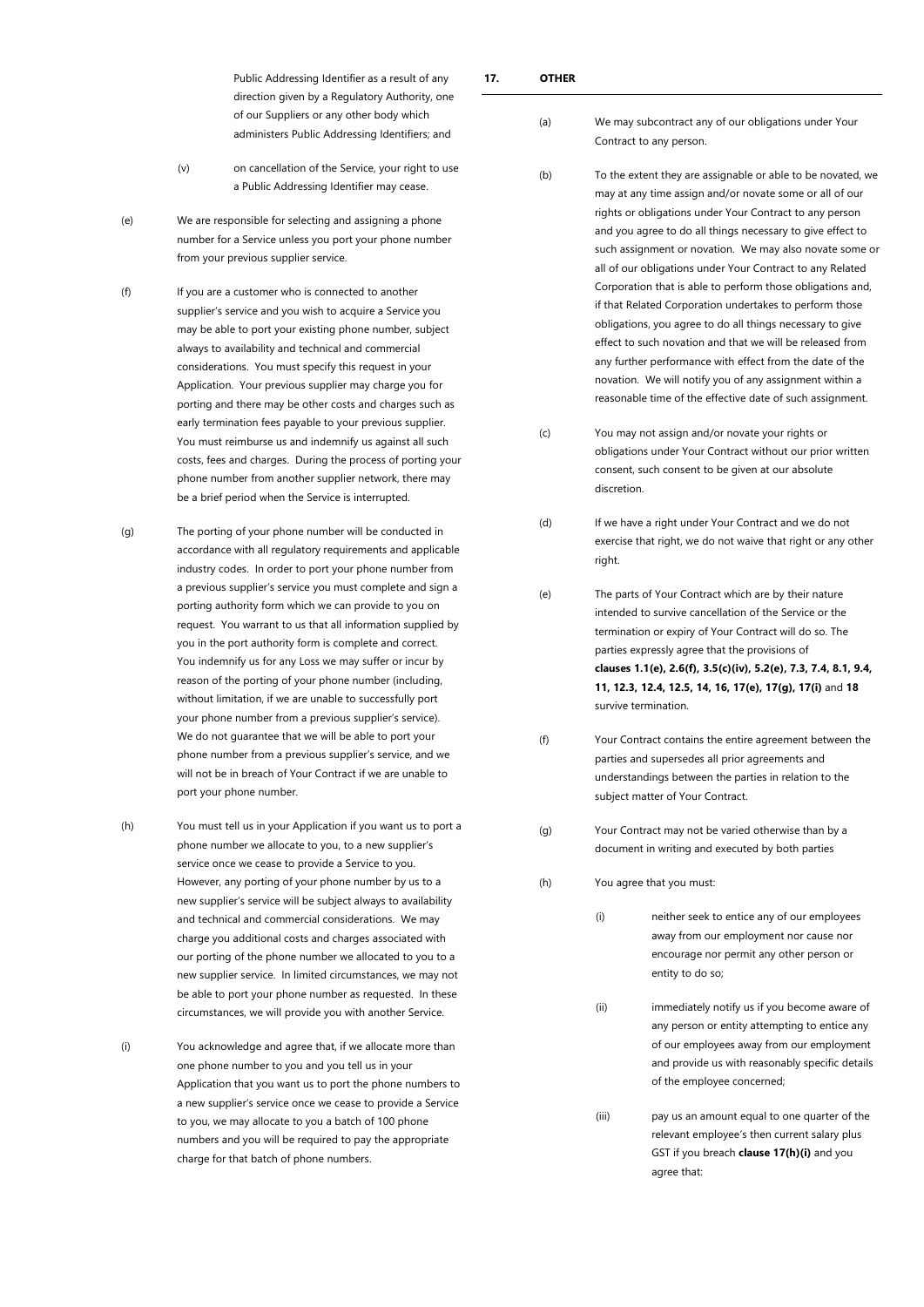Public Addressing Identifier as a result of any direction given by a Regulatory Authority, one of our Suppliers or any other body which administers Public Addressing Identifiers; and

(v) on cancellation of the Service, your right to use a Public Addressing Identifier may cease.

(e) We are responsible for selecting and assigning a phone number for a Service unless you port your phone number from your previous supplier service.

(f) If you are a customer who is connected to another supplier's service and you wish to acquire a Service you may be able to port your existing phone number, subject always to availability and technical and commercial considerations. You must specify this request in your Application. Your previous supplier may charge you for porting and there may be other costs and charges such as early termination fees payable to your previous supplier. You must reimburse us and indemnify us against all such costs, fees and charges. During the process of porting your phone number from another supplier network, there may be a brief period when the Service is interrupted.

(g) The porting of your phone number will be conducted in accordance with all regulatory requirements and applicable industry codes. In order to port your phone number from a previous supplier's service you must complete and sign a porting authority form which we can provide to you on request. You warrant to us that all information supplied by you in the port authority form is complete and correct. You indemnify us for any Loss we may suffer or incur by reason of the porting of your phone number (including, without limitation, if we are unable to successfully port your phone number from a previous supplier's service). We do not guarantee that we will be able to port your phone number from a previous supplier's service, and we will not be in breach of Your Contract if we are unable to port your phone number.

(h) You must tell us in your Application if you want us to port a phone number we allocate to you, to a new supplier's service once we cease to provide a Service to you. However, any porting of your phone number by us to a new supplier's service will be subject always to availability and technical and commercial considerations. We may charge you additional costs and charges associated with our porting of the phone number we allocated to you to a new supplier service. In limited circumstances, we may not be able to port your phone number as requested. In these circumstances, we will provide you with another Service.

(i) You acknowledge and agree that, if we allocate more than one phone number to you and you tell us in your Application that you want us to port the phone numbers to a new supplier's service once we cease to provide a Service to you, we may allocate to you a batch of 100 phone numbers and you will be required to pay the appropriate charge for that batch of phone numbers.

## 17. OTHER

(a) We may subcontract any of our obligations under Your Contract to any person.

(b) To the extent they are assignable or able to be novated, we may at any time assign and/or novate some or all of our rights or obligations under Your Contract to any person and you agree to do all things necessary to give effect to such assignment or novation. We may also novate some or all of our obligations under Your Contract to any Related Corporation that is able to perform those obligations and, if that Related Corporation undertakes to perform those obligations, you agree to do all things necessary to give effect to such novation and that we will be released from any further performance with effect from the date of the novation. We will notify you of any assignment within a reasonable time of the effective date of such assignment.

(c) You may not assign and/or novate your rights or obligations under Your Contract without our prior written consent, such consent to be given at our absolute discretion.

(d) If we have a right under Your Contract and we do not exercise that right, we do not waive that right or any other right.

(e) The parts of Your Contract which are by their nature intended to survive cancellation of the Service or the termination or expiry of Your Contract will do so. The parties expressly agree that the provisions of **clauses 1.1(e), 2.6(f), 3.5(c)(iv), 5.2(e), 7.3, 7.4, 8.1, 9.4, 11, 12.3, 12.4, 12.5, 14, 16, 17(e), 17(g), 17(i)** and **18** survive termination.

(f) Your Contract contains the entire agreement between the parties and supersedes all prior agreements and understandings between the parties in relation to the subject matter of Your Contract.

(g) Your Contract may not be varied otherwise than by a document in writing and executed by both parties

(h) You agree that you must:

(i) neither seek to entice any of our employees away from our employment nor cause nor encourage nor permit any other person or entity to do so;

(ii) immediately notify us if you become aware of any person or entity attempting to entice any of our employees away from our employment and provide us with reasonably specific details of the employee concerned;

(iii) pay us an amount equal to one quarter of the relevant employee's then current salary plus GST if you breach **clause 17(h)(i)** and you agree that: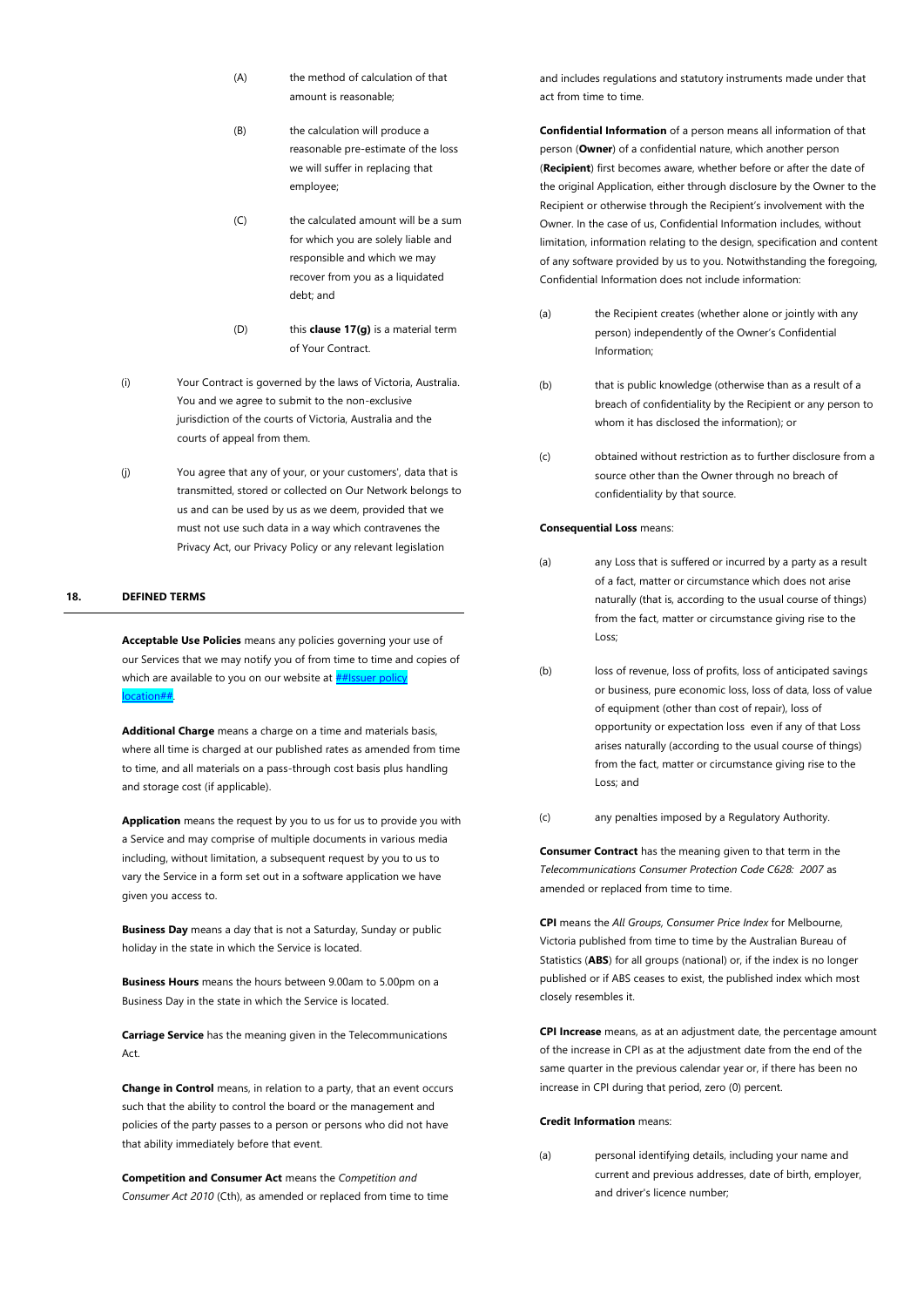(A) the method of calculation of that amount is reasonable;

(B) the calculation will produce a reasonable pre-estimate of the loss we will suffer in replacing that employee;

(C) the calculated amount will be a sum for which you are solely liable and responsible and which we may recover from you as a liquidated debt; and

(D) this **clause 17(g)** is a material term of Your Contract.

(i) Your Contract is governed by the laws of Victoria, Australia. You and we agree to submit to the non-exclusive jurisdiction of the courts of Victoria, Australia and the courts of appeal from them.

(j) You agree that any of your, or your customers', data that is transmitted, stored or collected on Our Network belongs to us and can be used by us as we deem, provided that we must not use such data in a way which contravenes the Privacy Act, our Privacy Policy or any relevant legislation

## 18. DEFINED TERMS

**Acceptable Use Policies** means any policies governing your use of our Services that we may notify you of from time to time and copies of which are available to you on our website at ##Issuer policy location##.

**Additional Charge** means a charge on a time and materials basis, where all time is charged at our published rates as amended from time to time, and all materials on a pass-through cost basis plus handling and storage cost (if applicable).

**Application** means the request by you to us for us to provide you with a Service and may comprise of multiple documents in various media including, without limitation, a subsequent request by you to us to vary the Service in a form set out in a software application we have given you access to.

**Business Day** means a day that is not a Saturday, Sunday or public holiday in the state in which the Service is located.

**Business Hours** means the hours between 9.00am to 5.00pm on a Business Day in the state in which the Service is located.

**Carriage Service** has the meaning given in the Telecommunications Act.

**Change in Control** means, in relation to a party, that an event occurs such that the ability to control the board or the management and policies of the party passes to a person or persons who did not have that ability immediately before that event.

**Competition and Consumer Act** means the *Competition and Consumer Act 2010* (Cth), as amended or replaced from time to time and includes regulations and statutory instruments made under that act from time to time.

**Confidential Information** of a person means all information of that person (**Owner**) of a confidential nature, which another person (**Recipient**) first becomes aware, whether before or after the date of the original Application, either through disclosure by the Owner to the Recipient or otherwise through the Recipient's involvement with the Owner. In the case of us, Confidential Information includes, without limitation, information relating to the design, specification and content of any software provided by us to you. Notwithstanding the foregoing, Confidential Information does not include information:

(a) the Recipient creates (whether alone or jointly with any person) independently of the Owner's Confidential Information;

(b) that is public knowledge (otherwise than as a result of a breach of confidentiality by the Recipient or any person to whom it has disclosed the information); or

(c) obtained without restriction as to further disclosure from a source other than the Owner through no breach of confidentiality by that source.

**Consequential Loss** means:

(a) any Loss that is suffered or incurred by a party as a result of a fact, matter or circumstance which does not arise naturally (that is, according to the usual course of things) from the fact, matter or circumstance giving rise to the Loss;

(b) loss of revenue, loss of profits, loss of anticipated savings or business, pure economic loss, loss of data, loss of value of equipment (other than cost of repair), loss of opportunity or expectation loss even if any of that Loss arises naturally (according to the usual course of things) from the fact, matter or circumstance giving rise to the Loss; and

(c) any penalties imposed by a Regulatory Authority.

**Consumer Contract** has the meaning given to that term in the *Telecommunications Consumer Protection Code C628: 2007* as amended or replaced from time to time.

**CPI** means the *All Groups, Consumer Price Index* for Melbourne, Victoria published from time to time by the Australian Bureau of Statistics (**ABS**) for all groups (national) or, if the index is no longer published or if ABS ceases to exist, the published index which most closely resembles it.

**CPI Increase** means, as at an adjustment date, the percentage amount of the increase in CPI as at the adjustment date from the end of the same quarter in the previous calendar year or, if there has been no increase in CPI during that period, zero (0) percent.

**Credit Information** means:

(a) personal identifying details, including your name and current and previous addresses, date of birth, employer, and driver's licence number;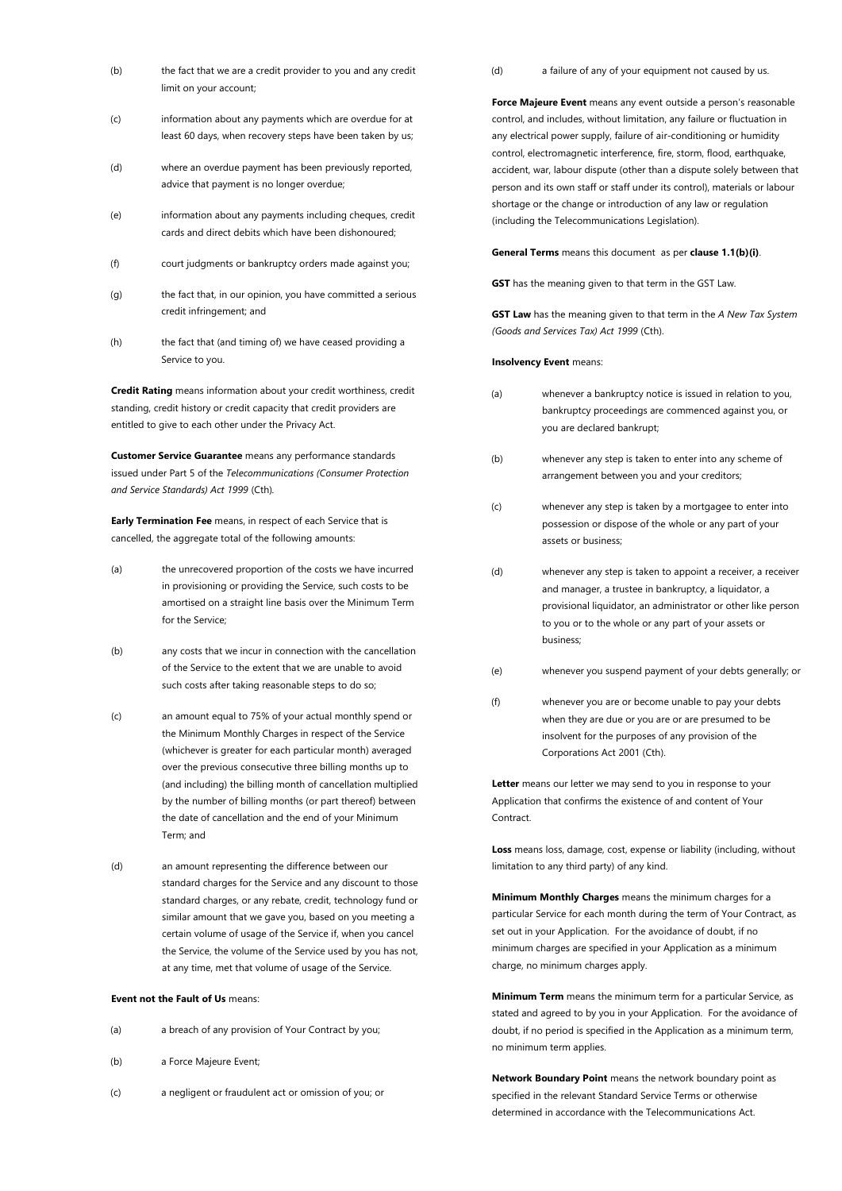(b) the fact that we are a credit provider to you and any credit limit on your account;

(c) information about any payments which are overdue for at least 60 days, when recovery steps have been taken by us;

(d) where an overdue payment has been previously reported, advice that payment is no longer overdue;

(e) information about any payments including cheques, credit cards and direct debits which have been dishonoured;

(f) court judgments or bankruptcy orders made against you;

(g) the fact that, in our opinion, you have committed a serious credit infringement; and

(h) the fact that (and timing of) we have ceased providing a Service to you.

**Credit Rating** means information about your credit worthiness, credit standing, credit history or credit capacity that credit providers are entitled to give to each other under the Privacy Act.

**Customer Service Guarantee** means any performance standards issued under Part 5 of the *Telecommunications (Consumer Protection and Service Standards) Act 1999* (Cth).

**Early Termination Fee** means, in respect of each Service that is cancelled, the aggregate total of the following amounts:

(a) the unrecovered proportion of the costs we have incurred in provisioning or providing the Service, such costs to be amortised on a straight line basis over the Minimum Term for the Service;

(b) any costs that we incur in connection with the cancellation of the Service to the extent that we are unable to avoid such costs after taking reasonable steps to do so;

(c) an amount equal to 75% of your actual monthly spend or the Minimum Monthly Charges in respect of the Service (whichever is greater for each particular month) averaged over the previous consecutive three billing months up to (and including) the billing month of cancellation multiplied by the number of billing months (or part thereof) between the date of cancellation and the end of your Minimum Term; and

(d) an amount representing the difference between our standard charges for the Service and any discount to those standard charges, or any rebate, credit, technology fund or similar amount that we gave you, based on you meeting a certain volume of usage of the Service if, when you cancel the Service, the volume of the Service used by you has not, at any time, met that volume of usage of the Service.

**Event not the Fault of Us** means:

(a) a breach of any provision of Your Contract by you;

(b) a Force Majeure Event;

(c) a negligent or fraudulent act or omission of you; or

(d) a failure of any of your equipment not caused by us.

**Force Majeure Event** means any event outside a person's reasonable control, and includes, without limitation, any failure or fluctuation in any electrical power supply, failure of air-conditioning or humidity control, electromagnetic interference, fire, storm, flood, earthquake, accident, war, labour dispute (other than a dispute solely between that person and its own staff or staff under its control), materials or labour shortage or the change or introduction of any law or regulation (including the Telecommunications Legislation).

**General Terms** means this document as per **clause 1.1(b)(i)**.

**GST** has the meaning given to that term in the GST Law.

**GST Law** has the meaning given to that term in the *A New Tax System (Goods and Services Tax) Act 1999* (Cth).

**Insolvency Event** means:

(a) whenever a bankruptcy notice is issued in relation to you, bankruptcy proceedings are commenced against you, or you are declared bankrupt;

(b) whenever any step is taken to enter into any scheme of arrangement between you and your creditors;

(c) whenever any step is taken by a mortgagee to enter into possession or dispose of the whole or any part of your assets or business;

(d) whenever any step is taken to appoint a receiver, a receiver and manager, a trustee in bankruptcy, a liquidator, a provisional liquidator, an administrator or other like person to you or to the whole or any part of your assets or business;

(e) whenever you suspend payment of your debts generally; or

(f) whenever you are or become unable to pay your debts when they are due or you are or are presumed to be insolvent for the purposes of any provision of the Corporations Act 2001 (Cth).

**Letter** means our letter we may send to you in response to your Application that confirms the existence of and content of Your Contract.

**Loss** means loss, damage, cost, expense or liability (including, without limitation to any third party) of any kind.

**Minimum Monthly Charges** means the minimum charges for a particular Service for each month during the term of Your Contract, as set out in your Application. For the avoidance of doubt, if no minimum charges are specified in your Application as a minimum charge, no minimum charges apply.

**Minimum Term** means the minimum term for a particular Service, as stated and agreed to by you in your Application. For the avoidance of doubt, if no period is specified in the Application as a minimum term, no minimum term applies.

**Network Boundary Point** means the network boundary point as specified in the relevant Standard Service Terms or otherwise determined in accordance with the Telecommunications Act.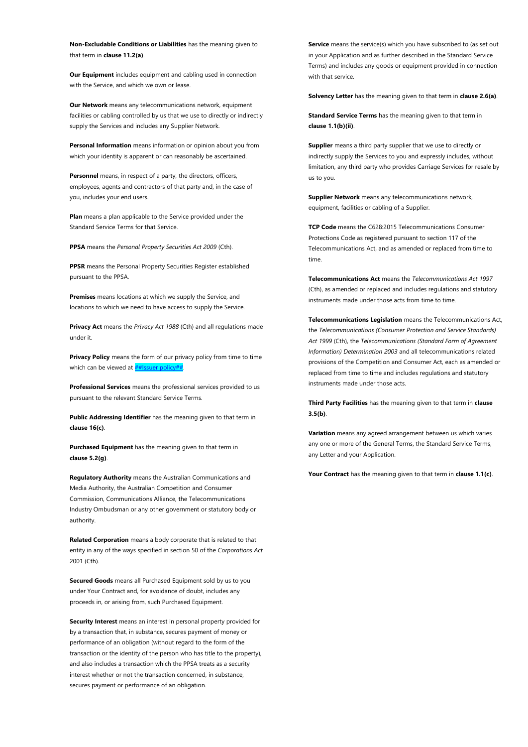**Non-Excludable Conditions or Liabilities** has the meaning given to that term in **clause 11.2(a)**.

**Our Equipment** includes equipment and cabling used in connection with the Service, and which we own or lease.

**Our Network** means any telecommunications network, equipment facilities or cabling controlled by us that we use to directly or indirectly supply the Services and includes any Supplier Network.

**Personal Information** means information or opinion about you from which your identity is apparent or can reasonably be ascertained.

**Personnel** means, in respect of a party, the directors, officers, employees, agents and contractors of that party and, in the case of you, includes your end users.

**Plan** means a plan applicable to the Service provided under the Standard Service Terms for that Service.

**PPSA** means the *Personal Property Securities Act 2009* (Cth).

**PPSR** means the Personal Property Securities Register established pursuant to the PPSA.

**Premises** means locations at which we supply the Service, and locations to which we need to have access to supply the Service.

**Privacy Act** means the *Privacy Act 1988* (Cth) and all regulations made under it.

**Privacy Policy** means the form of our privacy policy from time to time which can be viewed at ##Issuer policy##.

**Professional Services** means the professional services provided to us pursuant to the relevant Standard Service Terms.

**Public Addressing Identifier** has the meaning given to that term in **clause 16(c)**.

**Purchased Equipment** has the meaning given to that term in **clause 5.2(g)**.

**Regulatory Authority** means the Australian Communications and Media Authority, the Australian Competition and Consumer Commission, Communications Alliance, the Telecommunications Industry Ombudsman or any other government or statutory body or authority.

**Related Corporation** means a body corporate that is related to that entity in any of the ways specified in section 50 of the *Corporations Act* 2001 (Cth).

**Secured Goods** means all Purchased Equipment sold by us to you under Your Contract and, for avoidance of doubt, includes any proceeds in, or arising from, such Purchased Equipment.

**Security Interest** means an interest in personal property provided for by a transaction that, in substance, secures payment of money or performance of an obligation (without regard to the form of the transaction or the identity of the person who has title to the property), and also includes a transaction which the PPSA treats as a security interest whether or not the transaction concerned, in substance, secures payment or performance of an obligation.

**Service** means the service(s) which you have subscribed to (as set out in your Application and as further described in the Standard Service Terms) and includes any goods or equipment provided in connection with that service.

**Solvency Letter** has the meaning given to that term in **clause 2.6(a)**.

**Standard Service Terms** has the meaning given to that term in **clause 1.1(b)(ii)**.

**Supplier** means a third party supplier that we use to directly or indirectly supply the Services to you and expressly includes, without limitation, any third party who provides Carriage Services for resale by us to you.

**Supplier Network** means any telecommunications network, equipment, facilities or cabling of a Supplier.

**TCP Code** means the C628:2015 Telecommunications Consumer Protections Code as registered pursuant to section 117 of the Telecommunications Act, and as amended or replaced from time to time.

**Telecommunications Act** means the *Telecommunications Act 1997* (Cth), as amended or replaced and includes regulations and statutory instruments made under those acts from time to time.

**Telecommunications Legislation** means the Telecommunications Act, the *Telecommunications (Consumer Protection and Service Standards) Act 1999* (Cth), the *Telecommunications (Standard Form of Agreement Information) Determination 2003* and all telecommunications related provisions of the Competition and Consumer Act, each as amended or replaced from time to time and includes regulations and statutory instruments made under those acts.

**Third Party Facilities** has the meaning given to that term in **clause 3.5(b)**.

**Variation** means any agreed arrangement between us which varies any one or more of the General Terms, the Standard Service Terms, any Letter and your Application.

**Your Contract** has the meaning given to that term in **clause 1.1(c)**.